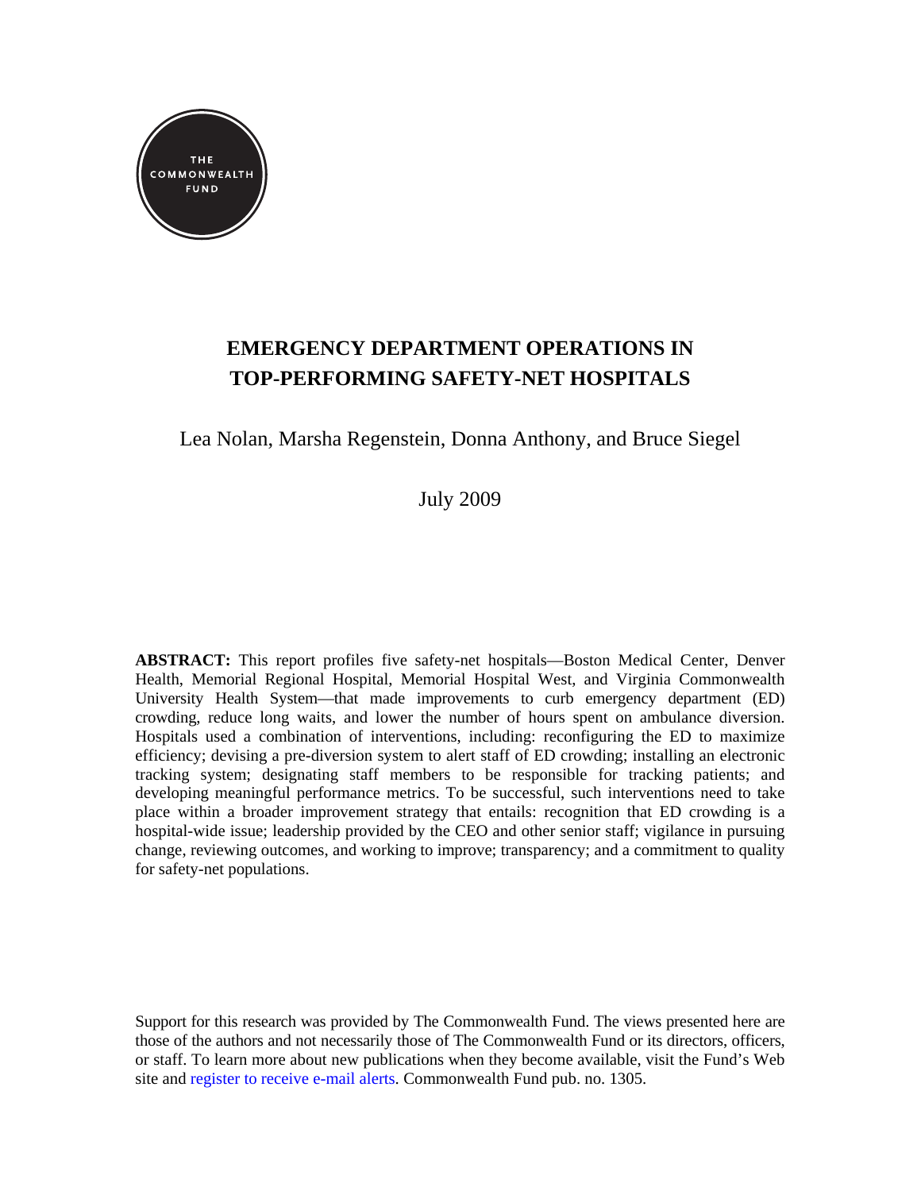THE COMMONWEALTH FUND

# EMERGENCY DEPARTMENT OPERATIONS IN TOP-PERFORMING SAFETY-NET HOSPITALS

Lea Nolan, Marsha Regenstein, Donna Anthony, and Bruce Siegel

July 2009

**ABSTRACT:** This report profiles five safety-net hospitals—Boston Medical Center, Denver Health, Memorial Regional Hospital, Memorial Hospital West, and Virginia Commonwealth University Health System—that made improvements to curb emergency department (ED) crowding, reduce long waits, and lower the number of hours spent on ambulance diversion. Hospitals used a combination of interventions, including: reconfiguring the ED to maximize efficiency; devising a pre-diversion system to alert staff of ED crowding; installing an electronic tracking system; designating staff members to be responsible for tracking patients; and developing meaningful performance metrics. To be successful, such interventions need to take place within a broader improvement strategy that entails: recognition that ED crowding is a hospital-wide issue; leadership provided by the CEO and other senior staff; vigilance in pursuing change, reviewing outcomes, and working to improve; transparency; and a commitment to quality for safety-net populations.

Support for this research was provided by The Commonwealth Fund. The views presented here are those of the authors and not necessarily those of The Commonwealth Fund or its directors, officers, or staff. To learn more about new publications when they become available, visit the Fund's Web site and register to receive e-mail alerts. Commonwealth Fund pub. no. 1305.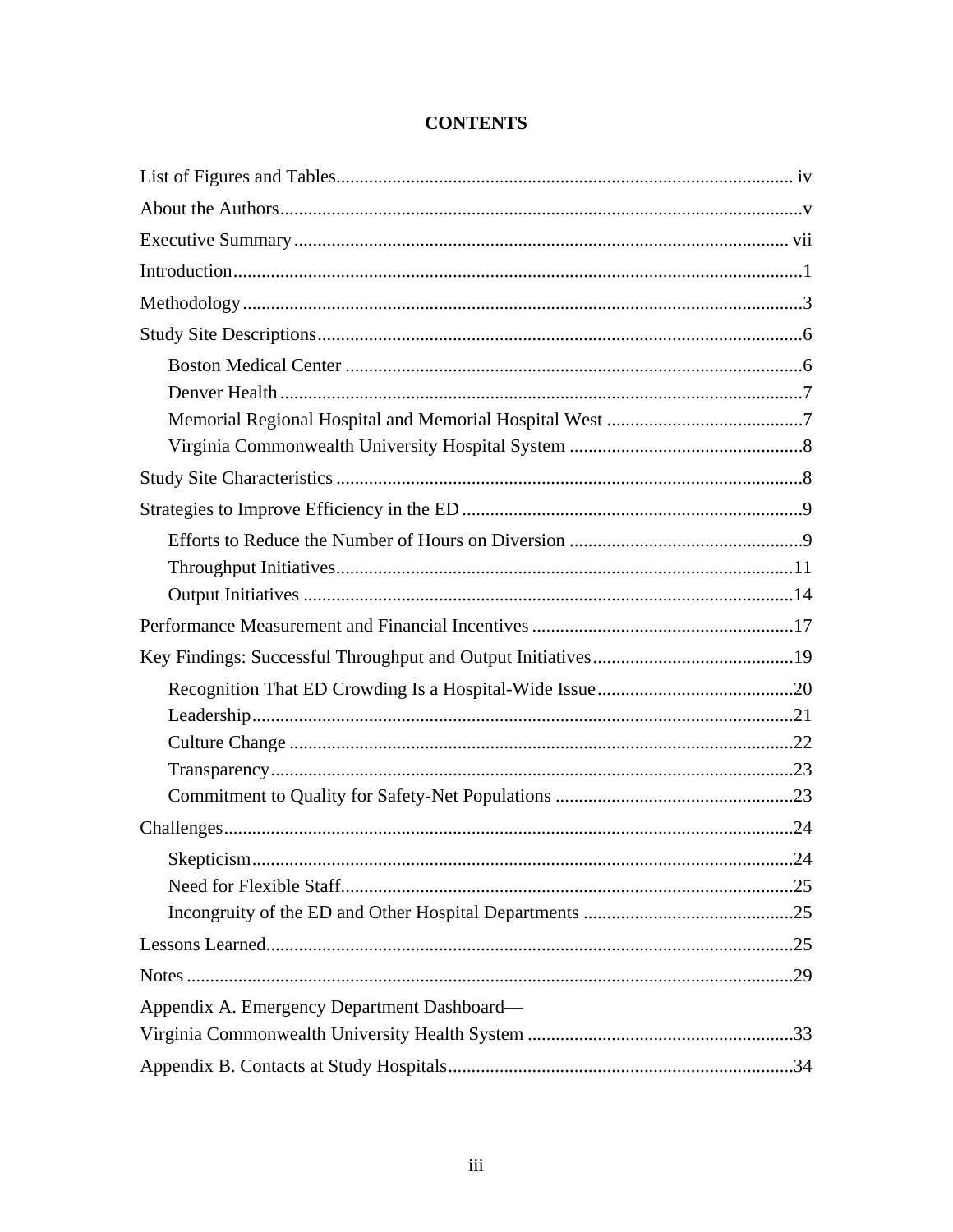# CONTENTS

List of Figures and Tables ... iv

About the Authors ... v

Executive Summary ... vii

Introduction ... 1

Methodology ... 3

Study Site Descriptions ... 6

- Boston Medical Center ... 6
- Denver Health ... 7
- Memorial Regional Hospital and Memorial Hospital West ... 7
- Virginia Commonwealth University Hospital System ... 8

Study Site Characteristics ... 8

Strategies to Improve Efficiency in the ED ... 9

- Efforts to Reduce the Number of Hours on Diversion ... 9
- Throughput Initiatives ... 11
- Output Initiatives ... 14

Performance Measurement and Financial Incentives ... 17

Key Findings: Successful Throughput and Output Initiatives ... 19

- Recognition That ED Crowding Is a Hospital-Wide Issue ... 20
- Leadership ... 21
- Culture Change ... 22
- Transparency ... 23
- Commitment to Quality for Safety-Net Populations ... 23

Challenges ... 24

- Skepticism ... 24
- Need for Flexible Staff ... 25
- Incongruity of the ED and Other Hospital Departments ... 25

Lessons Learned ... 25

Notes ... 29

Appendix A. Emergency Department Dashboard—
Virginia Commonwealth University Health System ... 33

Appendix B. Contacts at Study Hospitals ... 34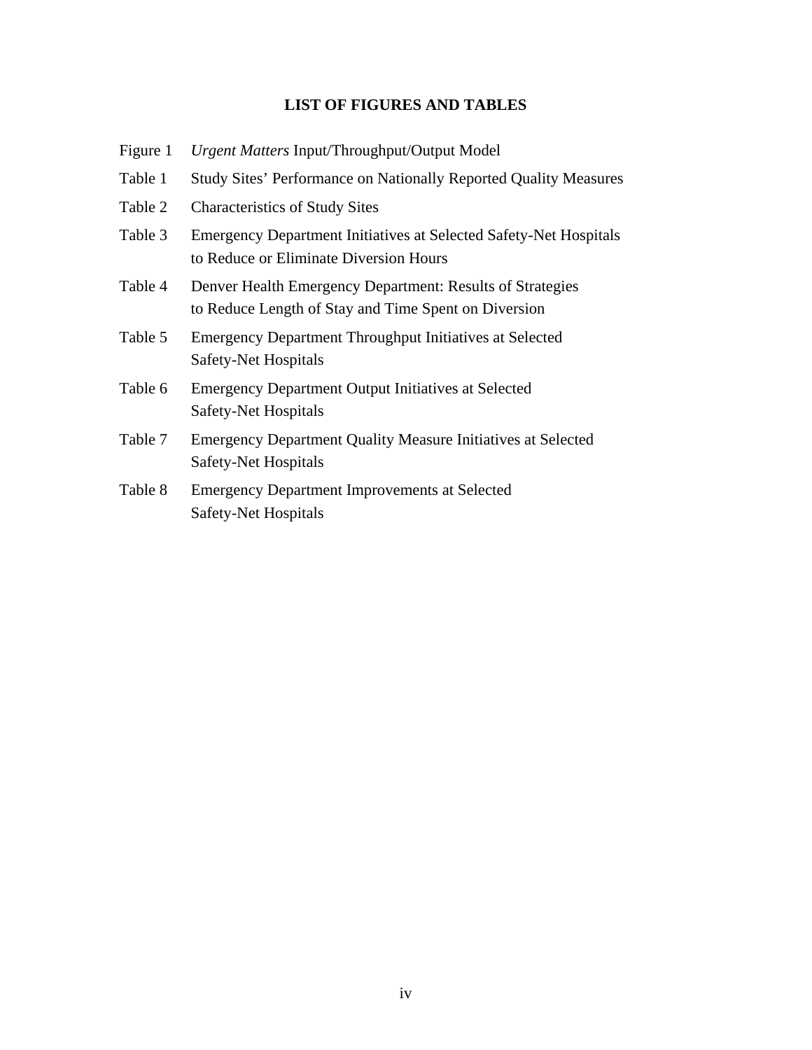## LIST OF FIGURES AND TABLES

| | |
|---|---|
| Figure 1 | *Urgent Matters* Input/Throughput/Output Model |
| Table 1 | Study Sites' Performance on Nationally Reported Quality Measures |
| Table 2 | Characteristics of Study Sites |
| Table 3 | Emergency Department Initiatives at Selected Safety-Net Hospitals to Reduce or Eliminate Diversion Hours |
| Table 4 | Denver Health Emergency Department: Results of Strategies to Reduce Length of Stay and Time Spent on Diversion |
| Table 5 | Emergency Department Throughput Initiatives at Selected Safety-Net Hospitals |
| Table 6 | Emergency Department Output Initiatives at Selected Safety-Net Hospitals |
| Table 7 | Emergency Department Quality Measure Initiatives at Selected Safety-Net Hospitals |
| Table 8 | Emergency Department Improvements at Selected Safety-Net Hospitals |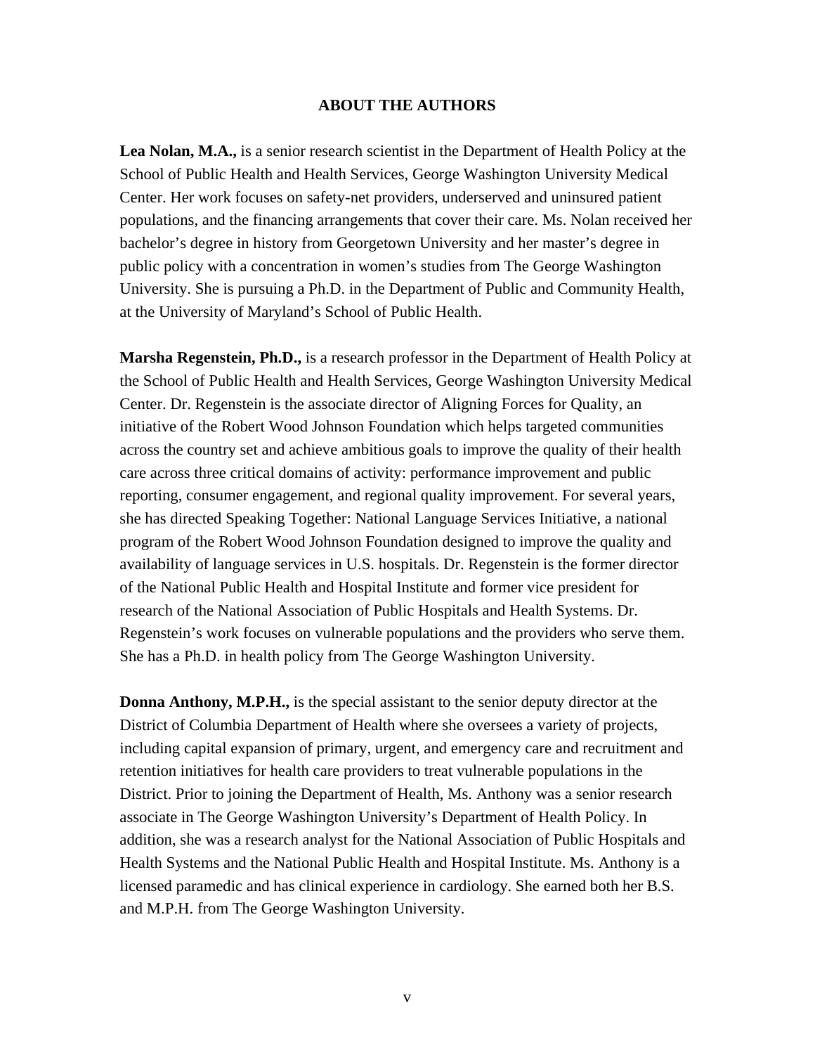## ABOUT THE AUTHORS

**Lea Nolan, M.A.,** is a senior research scientist in the Department of Health Policy at the School of Public Health and Health Services, George Washington University Medical Center. Her work focuses on safety-net providers, underserved and uninsured patient populations, and the financing arrangements that cover their care. Ms. Nolan received her bachelor's degree in history from Georgetown University and her master's degree in public policy with a concentration in women's studies from The George Washington University. She is pursuing a Ph.D. in the Department of Public and Community Health, at the University of Maryland's School of Public Health.

**Marsha Regenstein, Ph.D.,** is a research professor in the Department of Health Policy at the School of Public Health and Health Services, George Washington University Medical Center. Dr. Regenstein is the associate director of Aligning Forces for Quality, an initiative of the Robert Wood Johnson Foundation which helps targeted communities across the country set and achieve ambitious goals to improve the quality of their health care across three critical domains of activity: performance improvement and public reporting, consumer engagement, and regional quality improvement. For several years, she has directed Speaking Together: National Language Services Initiative, a national program of the Robert Wood Johnson Foundation designed to improve the quality and availability of language services in U.S. hospitals. Dr. Regenstein is the former director of the National Public Health and Hospital Institute and former vice president for research of the National Association of Public Hospitals and Health Systems. Dr. Regenstein's work focuses on vulnerable populations and the providers who serve them. She has a Ph.D. in health policy from The George Washington University.

**Donna Anthony, M.P.H.,** is the special assistant to the senior deputy director at the District of Columbia Department of Health where she oversees a variety of projects, including capital expansion of primary, urgent, and emergency care and recruitment and retention initiatives for health care providers to treat vulnerable populations in the District. Prior to joining the Department of Health, Ms. Anthony was a senior research associate in The George Washington University's Department of Health Policy. In addition, she was a research analyst for the National Association of Public Hospitals and Health Systems and the National Public Health and Hospital Institute. Ms. Anthony is a licensed paramedic and has clinical experience in cardiology. She earned both her B.S. and M.P.H. from The George Washington University.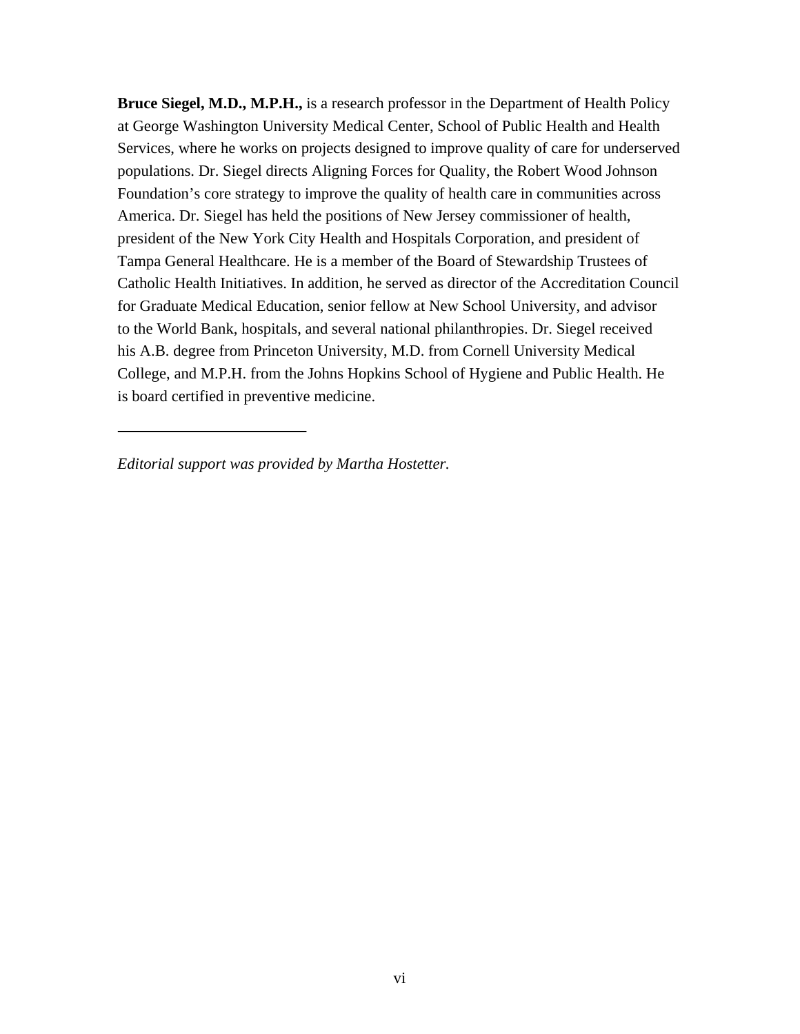**Bruce Siegel, M.D., M.P.H.,** is a research professor in the Department of Health Policy at George Washington University Medical Center, School of Public Health and Health Services, where he works on projects designed to improve quality of care for underserved populations. Dr. Siegel directs Aligning Forces for Quality, the Robert Wood Johnson Foundation's core strategy to improve the quality of health care in communities across America. Dr. Siegel has held the positions of New Jersey commissioner of health, president of the New York City Health and Hospitals Corporation, and president of Tampa General Healthcare. He is a member of the Board of Stewardship Trustees of Catholic Health Initiatives. In addition, he served as director of the Accreditation Council for Graduate Medical Education, senior fellow at New School University, and advisor to the World Bank, hospitals, and several national philanthropies. Dr. Siegel received his A.B. degree from Princeton University, M.D. from Cornell University Medical College, and M.P.H. from the Johns Hopkins School of Hygiene and Public Health. He is board certified in preventive medicine.

---

*Editorial support was provided by Martha Hostetter.*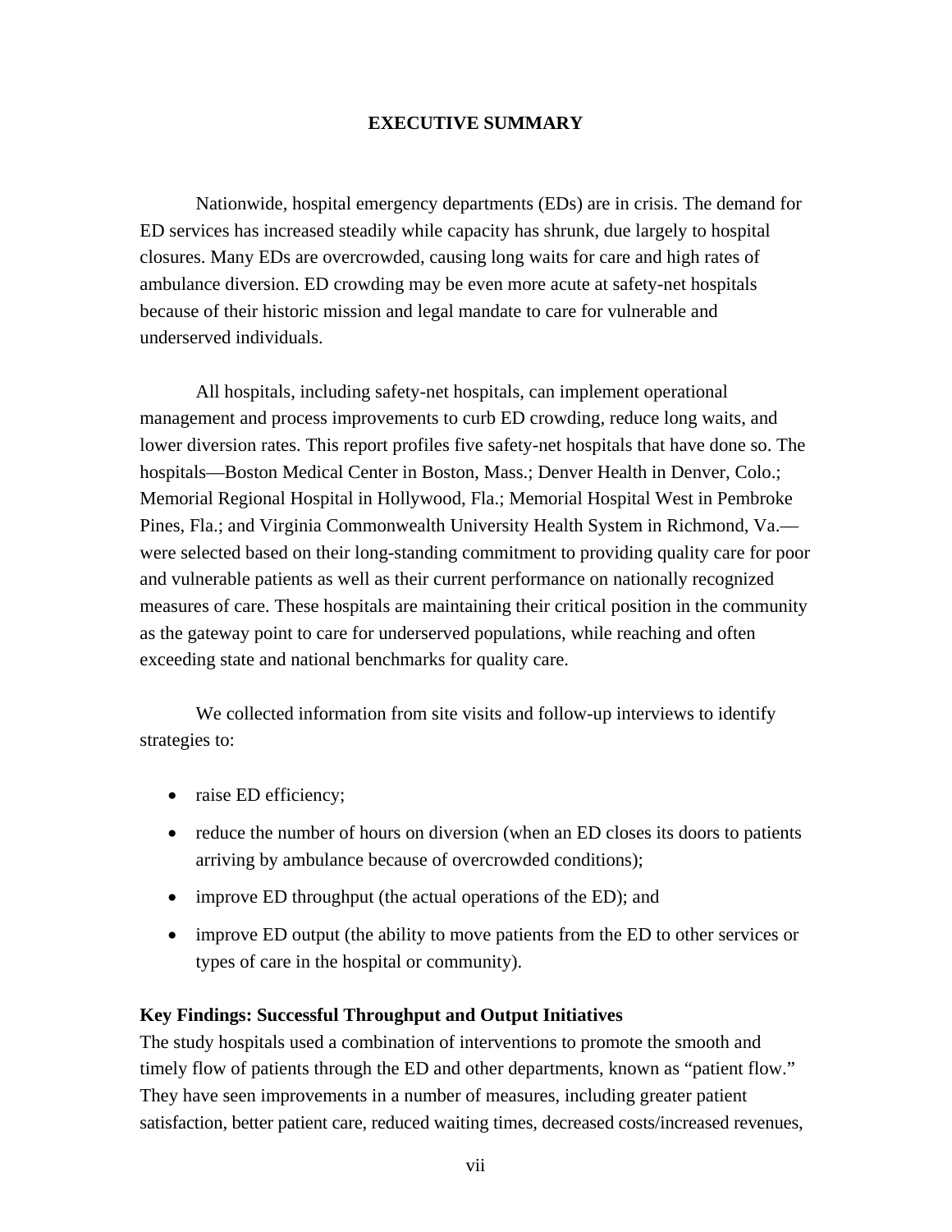# EXECUTIVE SUMMARY

Nationwide, hospital emergency departments (EDs) are in crisis. The demand for ED services has increased steadily while capacity has shrunk, due largely to hospital closures. Many EDs are overcrowded, causing long waits for care and high rates of ambulance diversion. ED crowding may be even more acute at safety-net hospitals because of their historic mission and legal mandate to care for vulnerable and underserved individuals.

All hospitals, including safety-net hospitals, can implement operational management and process improvements to curb ED crowding, reduce long waits, and lower diversion rates. This report profiles five safety-net hospitals that have done so. The hospitals—Boston Medical Center in Boston, Mass.; Denver Health in Denver, Colo.; Memorial Regional Hospital in Hollywood, Fla.; Memorial Hospital West in Pembroke Pines, Fla.; and Virginia Commonwealth University Health System in Richmond, Va.—were selected based on their long-standing commitment to providing quality care for poor and vulnerable patients as well as their current performance on nationally recognized measures of care. These hospitals are maintaining their critical position in the community as the gateway point to care for underserved populations, while reaching and often exceeding state and national benchmarks for quality care.

We collected information from site visits and follow-up interviews to identify strategies to:

- raise ED efficiency;
- reduce the number of hours on diversion (when an ED closes its doors to patients arriving by ambulance because of overcrowded conditions);
- improve ED throughput (the actual operations of the ED); and
- improve ED output (the ability to move patients from the ED to other services or types of care in the hospital or community).

**Key Findings: Successful Throughput and Output Initiatives**

The study hospitals used a combination of interventions to promote the smooth and timely flow of patients through the ED and other departments, known as "patient flow." They have seen improvements in a number of measures, including greater patient satisfaction, better patient care, reduced waiting times, decreased costs/increased revenues,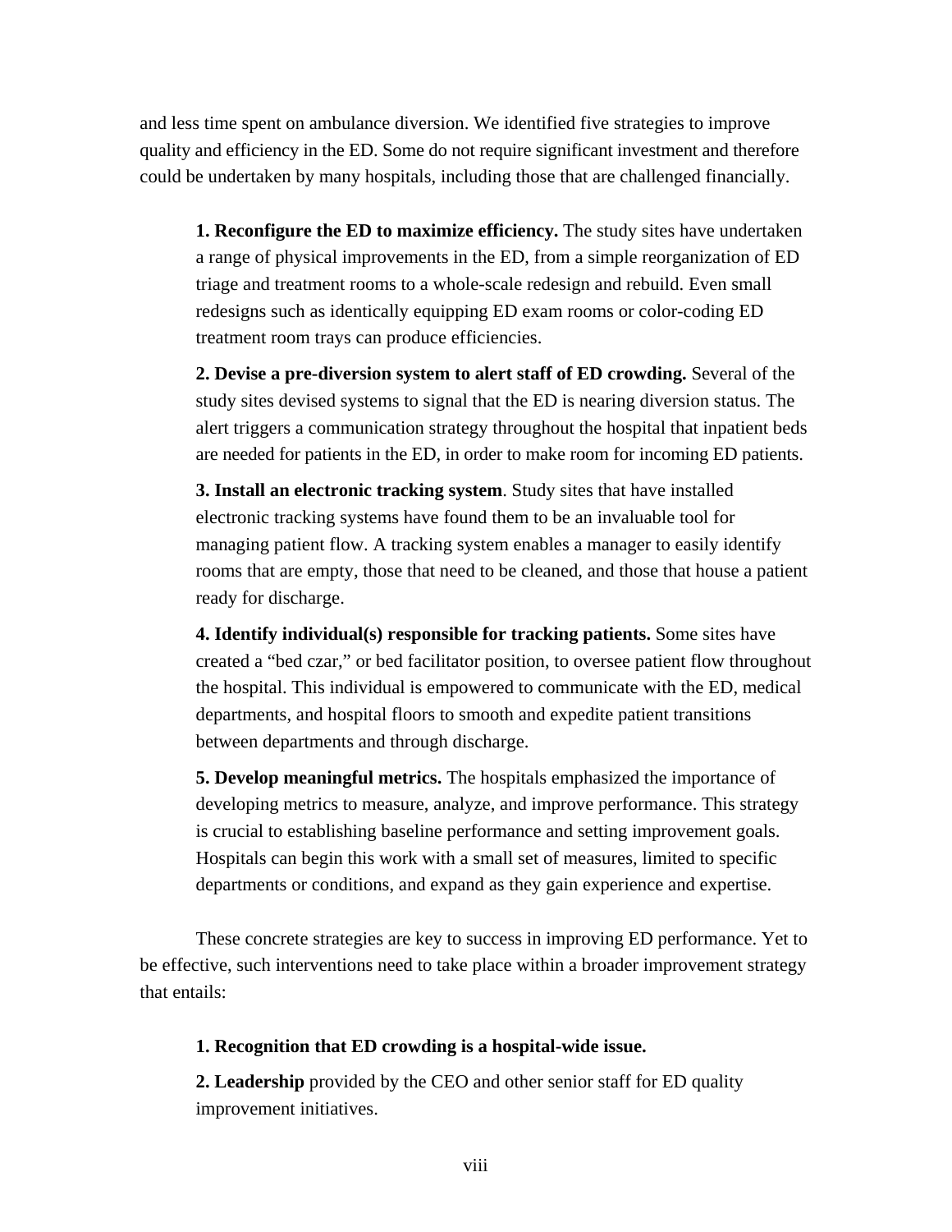and less time spent on ambulance diversion. We identified five strategies to improve quality and efficiency in the ED. Some do not require significant investment and therefore could be undertaken by many hospitals, including those that are challenged financially.

> **1. Reconfigure the ED to maximize efficiency.** The study sites have undertaken a range of physical improvements in the ED, from a simple reorganization of ED triage and treatment rooms to a whole-scale redesign and rebuild. Even small redesigns such as identically equipping ED exam rooms or color-coding ED treatment room trays can produce efficiencies.
>
> **2. Devise a pre-diversion system to alert staff of ED crowding.** Several of the study sites devised systems to signal that the ED is nearing diversion status. The alert triggers a communication strategy throughout the hospital that inpatient beds are needed for patients in the ED, in order to make room for incoming ED patients.
>
> **3. Install an electronic tracking system**. Study sites that have installed electronic tracking systems have found them to be an invaluable tool for managing patient flow. A tracking system enables a manager to easily identify rooms that are empty, those that need to be cleaned, and those that house a patient ready for discharge.
>
> **4. Identify individual(s) responsible for tracking patients.** Some sites have created a "bed czar," or bed facilitator position, to oversee patient flow throughout the hospital. This individual is empowered to communicate with the ED, medical departments, and hospital floors to smooth and expedite patient transitions between departments and through discharge.
>
> **5. Develop meaningful metrics.** The hospitals emphasized the importance of developing metrics to measure, analyze, and improve performance. This strategy is crucial to establishing baseline performance and setting improvement goals. Hospitals can begin this work with a small set of measures, limited to specific departments or conditions, and expand as they gain experience and expertise.

These concrete strategies are key to success in improving ED performance. Yet to be effective, such interventions need to take place within a broader improvement strategy that entails:

> **1. Recognition that ED crowding is a hospital-wide issue.**
>
> **2. Leadership** provided by the CEO and other senior staff for ED quality improvement initiatives.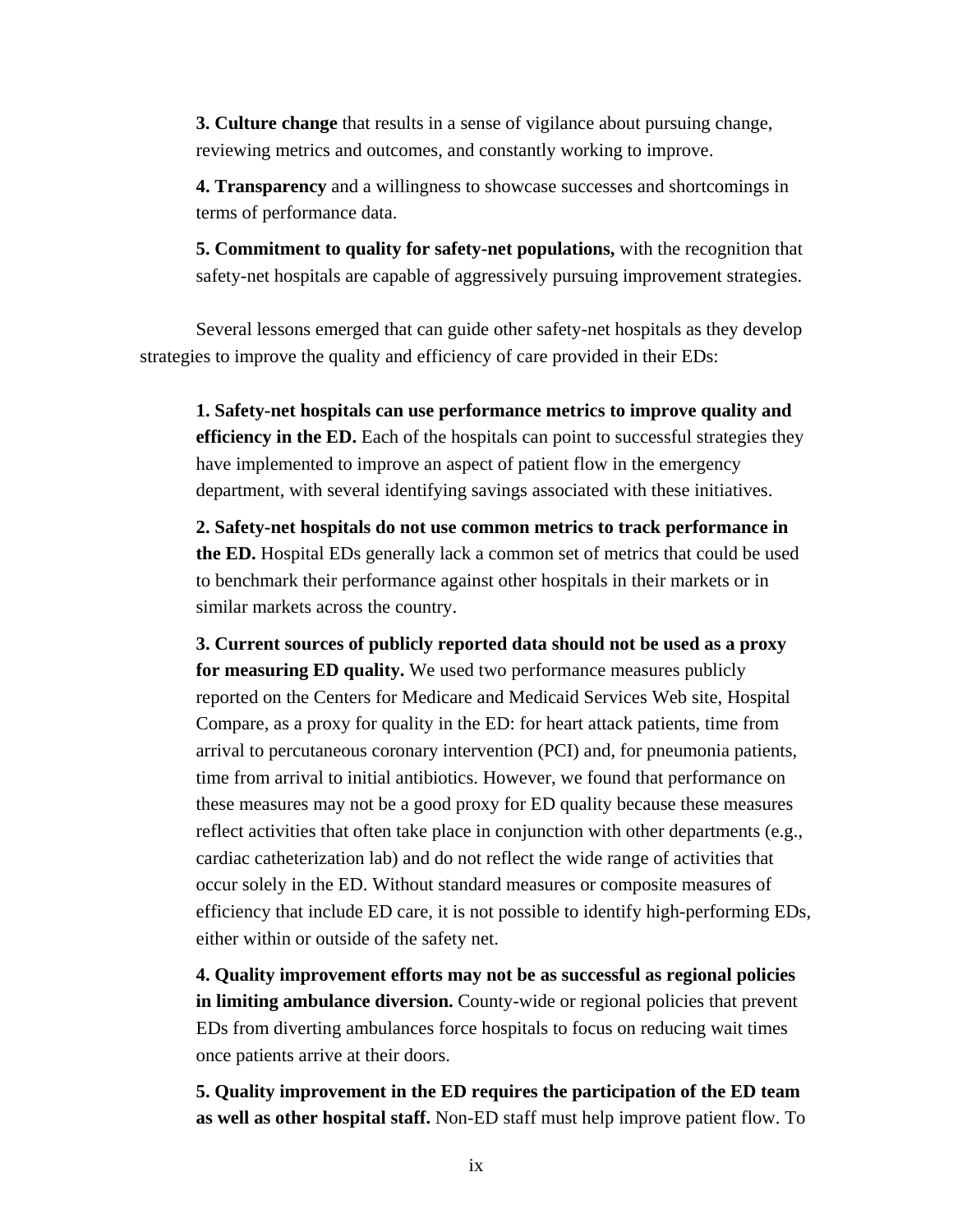**3. Culture change** that results in a sense of vigilance about pursuing change, reviewing metrics and outcomes, and constantly working to improve.

**4. Transparency** and a willingness to showcase successes and shortcomings in terms of performance data.

**5. Commitment to quality for safety-net populations,** with the recognition that safety-net hospitals are capable of aggressively pursuing improvement strategies.

Several lessons emerged that can guide other safety-net hospitals as they develop strategies to improve the quality and efficiency of care provided in their EDs:

**1. Safety-net hospitals can use performance metrics to improve quality and efficiency in the ED.** Each of the hospitals can point to successful strategies they have implemented to improve an aspect of patient flow in the emergency department, with several identifying savings associated with these initiatives.

**2. Safety-net hospitals do not use common metrics to track performance in the ED.** Hospital EDs generally lack a common set of metrics that could be used to benchmark their performance against other hospitals in their markets or in similar markets across the country.

**3. Current sources of publicly reported data should not be used as a proxy for measuring ED quality.** We used two performance measures publicly reported on the Centers for Medicare and Medicaid Services Web site, Hospital Compare, as a proxy for quality in the ED: for heart attack patients, time from arrival to percutaneous coronary intervention (PCI) and, for pneumonia patients, time from arrival to initial antibiotics. However, we found that performance on these measures may not be a good proxy for ED quality because these measures reflect activities that often take place in conjunction with other departments (e.g., cardiac catheterization lab) and do not reflect the wide range of activities that occur solely in the ED. Without standard measures or composite measures of efficiency that include ED care, it is not possible to identify high-performing EDs, either within or outside of the safety net.

**4. Quality improvement efforts may not be as successful as regional policies in limiting ambulance diversion.** County-wide or regional policies that prevent EDs from diverting ambulances force hospitals to focus on reducing wait times once patients arrive at their doors.

**5. Quality improvement in the ED requires the participation of the ED team as well as other hospital staff.** Non-ED staff must help improve patient flow. To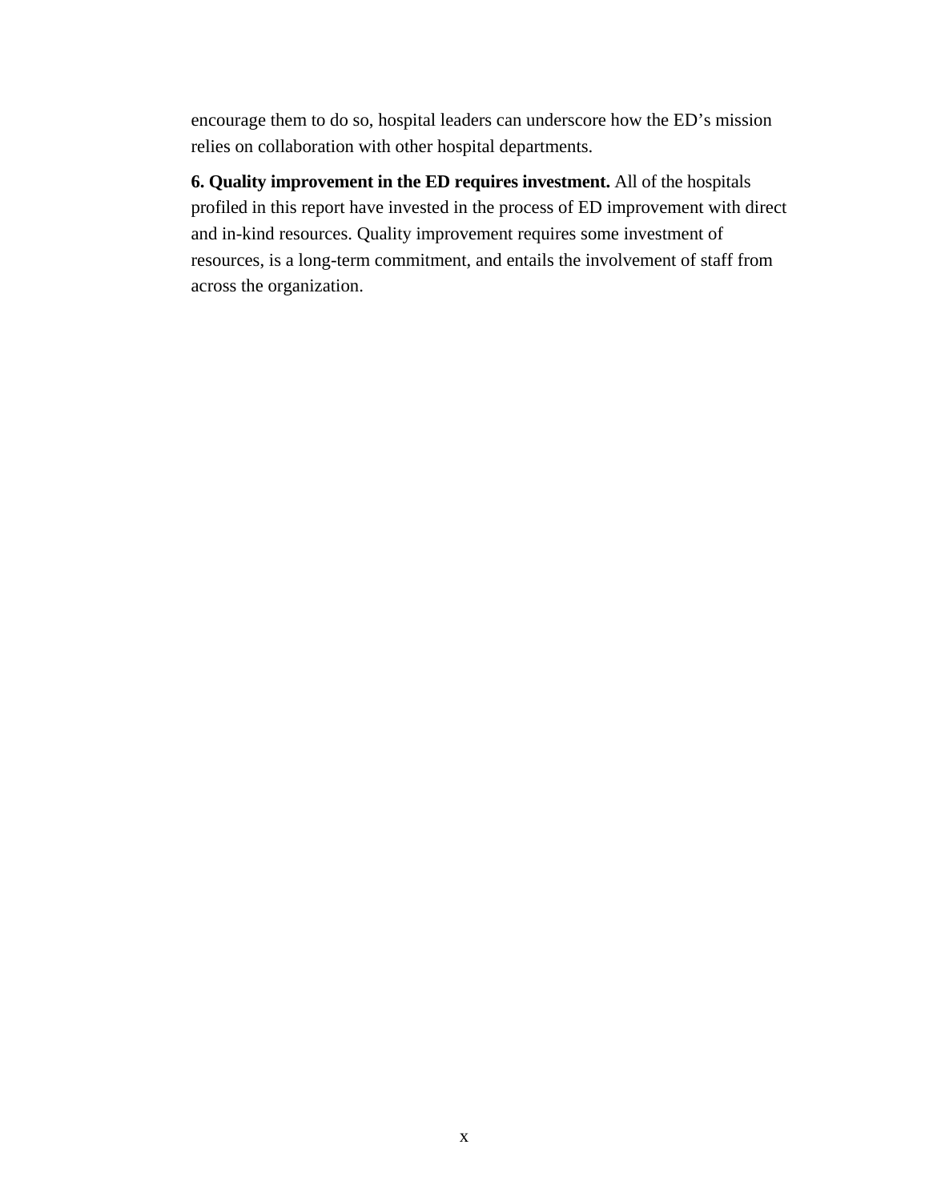encourage them to do so, hospital leaders can underscore how the ED's mission relies on collaboration with other hospital departments.

**6. Quality improvement in the ED requires investment.** All of the hospitals profiled in this report have invested in the process of ED improvement with direct and in-kind resources. Quality improvement requires some investment of resources, is a long-term commitment, and entails the involvement of staff from across the organization.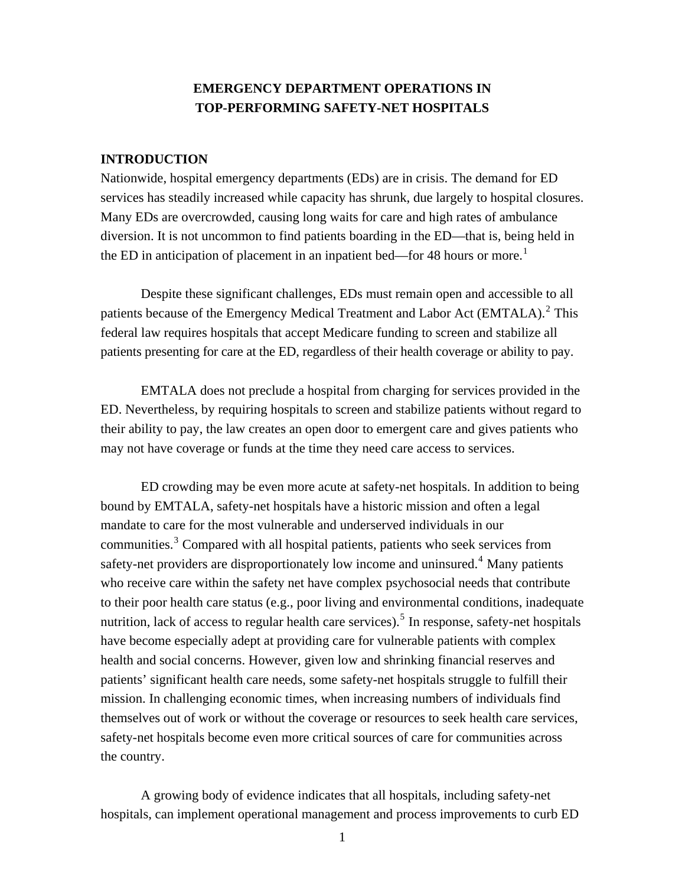# EMERGENCY DEPARTMENT OPERATIONS IN TOP-PERFORMING SAFETY-NET HOSPITALS

## INTRODUCTION

Nationwide, hospital emergency departments (EDs) are in crisis. The demand for ED services has steadily increased while capacity has shrunk, due largely to hospital closures. Many EDs are overcrowded, causing long waits for care and high rates of ambulance diversion. It is not uncommon to find patients boarding in the ED—that is, being held in the ED in anticipation of placement in an inpatient bed—for 48 hours or more.[1]

Despite these significant challenges, EDs must remain open and accessible to all patients because of the Emergency Medical Treatment and Labor Act (EMTALA).[2] This federal law requires hospitals that accept Medicare funding to screen and stabilize all patients presenting for care at the ED, regardless of their health coverage or ability to pay.

EMTALA does not preclude a hospital from charging for services provided in the ED. Nevertheless, by requiring hospitals to screen and stabilize patients without regard to their ability to pay, the law creates an open door to emergent care and gives patients who may not have coverage or funds at the time they need care access to services.

ED crowding may be even more acute at safety-net hospitals. In addition to being bound by EMTALA, safety-net hospitals have a historic mission and often a legal mandate to care for the most vulnerable and underserved individuals in our communities.[3] Compared with all hospital patients, patients who seek services from safety-net providers are disproportionately low income and uninsured.[4] Many patients who receive care within the safety net have complex psychosocial needs that contribute to their poor health care status (e.g., poor living and environmental conditions, inadequate nutrition, lack of access to regular health care services).[5] In response, safety-net hospitals have become especially adept at providing care for vulnerable patients with complex health and social concerns. However, given low and shrinking financial reserves and patients' significant health care needs, some safety-net hospitals struggle to fulfill their mission. In challenging economic times, when increasing numbers of individuals find themselves out of work or without the coverage or resources to seek health care services, safety-net hospitals become even more critical sources of care for communities across the country.

A growing body of evidence indicates that all hospitals, including safety-net hospitals, can implement operational management and process improvements to curb ED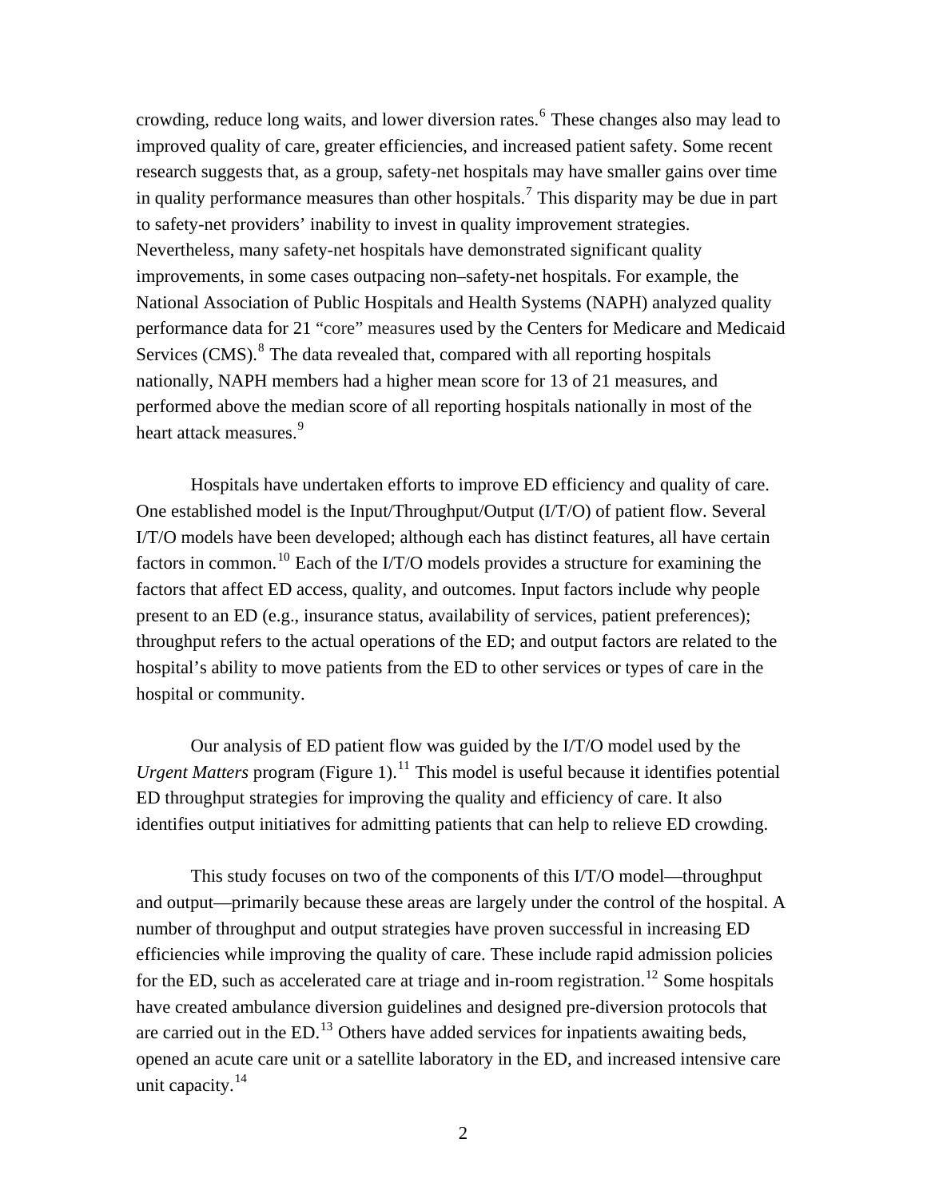crowding, reduce long waits, and lower diversion rates.[6] These changes also may lead to improved quality of care, greater efficiencies, and increased patient safety. Some recent research suggests that, as a group, safety-net hospitals may have smaller gains over time in quality performance measures than other hospitals.[7] This disparity may be due in part to safety-net providers' inability to invest in quality improvement strategies. Nevertheless, many safety-net hospitals have demonstrated significant quality improvements, in some cases outpacing non–safety-net hospitals. For example, the National Association of Public Hospitals and Health Systems (NAPH) analyzed quality performance data for 21 "core" measures used by the Centers for Medicare and Medicaid Services (CMS).[8] The data revealed that, compared with all reporting hospitals nationally, NAPH members had a higher mean score for 13 of 21 measures, and performed above the median score of all reporting hospitals nationally in most of the heart attack measures.[9]

Hospitals have undertaken efforts to improve ED efficiency and quality of care. One established model is the Input/Throughput/Output (I/T/O) of patient flow. Several I/T/O models have been developed; although each has distinct features, all have certain factors in common.[10] Each of the I/T/O models provides a structure for examining the factors that affect ED access, quality, and outcomes. Input factors include why people present to an ED (e.g., insurance status, availability of services, patient preferences); throughput refers to the actual operations of the ED; and output factors are related to the hospital's ability to move patients from the ED to other services or types of care in the hospital or community.

Our analysis of ED patient flow was guided by the I/T/O model used by the *Urgent Matters* program (Figure 1).[11] This model is useful because it identifies potential ED throughput strategies for improving the quality and efficiency of care. It also identifies output initiatives for admitting patients that can help to relieve ED crowding.

This study focuses on two of the components of this I/T/O model—throughput and output—primarily because these areas are largely under the control of the hospital. A number of throughput and output strategies have proven successful in increasing ED efficiencies while improving the quality of care. These include rapid admission policies for the ED, such as accelerated care at triage and in-room registration.[12] Some hospitals have created ambulance diversion guidelines and designed pre-diversion protocols that are carried out in the ED.[13] Others have added services for inpatients awaiting beds, opened an acute care unit or a satellite laboratory in the ED, and increased intensive care unit capacity.[14]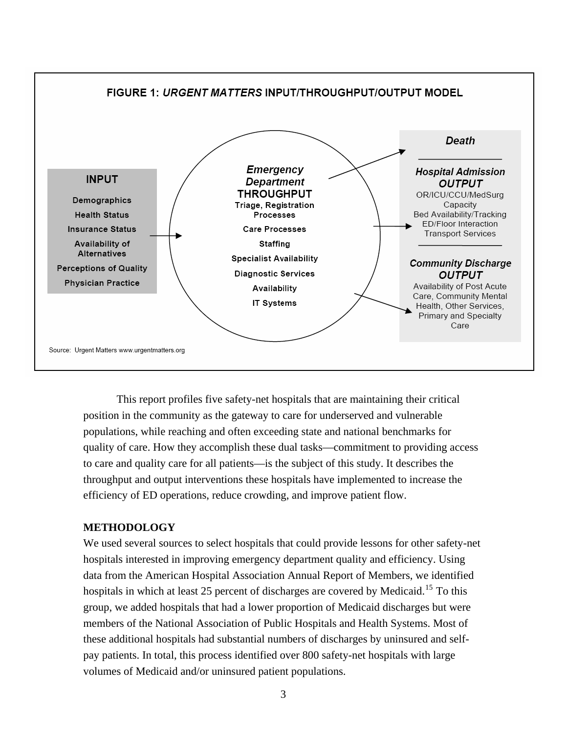**FIGURE 1: *URGENT MATTERS* INPUT/THROUGHPUT/OUTPUT MODEL**

**INPUT**

- Demographics
- Health Status
- Insurance Status
- Availability of Alternatives
- Perceptions of Quality
- Physician Practice

***Emergency Department* THROUGHPUT**

- Triage, Registration Processes
- Care Processes
- Staffing
- Specialist Availability
- Diagnostic Services
- Availability
- IT Systems

***Death***

***Hospital Admission OUTPUT***

OR/ICU/CCU/MedSurg Capacity
Bed Availability/Tracking
ED/Floor Interaction
Transport Services

***Community Discharge OUTPUT***

Availability of Post Acute Care, Community Mental Health, Other Services, Primary and Specialty Care

Source: Urgent Matters www.urgentmatters.org

This report profiles five safety-net hospitals that are maintaining their critical position in the community as the gateway to care for underserved and vulnerable populations, while reaching and often exceeding state and national benchmarks for quality of care. How they accomplish these dual tasks—commitment to providing access to care and quality care for all patients—is the subject of this study. It describes the throughput and output interventions these hospitals have implemented to increase the efficiency of ED operations, reduce crowding, and improve patient flow.

**METHODOLOGY**

We used several sources to select hospitals that could provide lessons for other safety-net hospitals interested in improving emergency department quality and efficiency. Using data from the American Hospital Association Annual Report of Members, we identified hospitals in which at least 25 percent of discharges are covered by Medicaid.[15] To this group, we added hospitals that had a lower proportion of Medicaid discharges but were members of the National Association of Public Hospitals and Health Systems. Most of these additional hospitals had substantial numbers of discharges by uninsured and self-pay patients. In total, this process identified over 800 safety-net hospitals with large volumes of Medicaid and/or uninsured patient populations.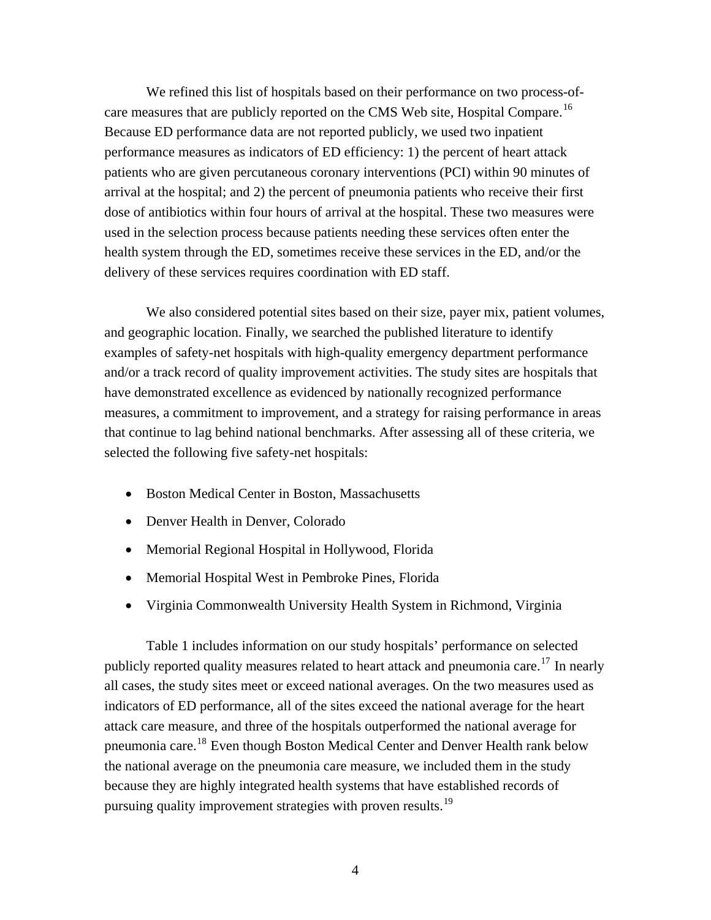We refined this list of hospitals based on their performance on two process-of-care measures that are publicly reported on the CMS Web site, Hospital Compare.[16] Because ED performance data are not reported publicly, we used two inpatient performance measures as indicators of ED efficiency: 1) the percent of heart attack patients who are given percutaneous coronary interventions (PCI) within 90 minutes of arrival at the hospital; and 2) the percent of pneumonia patients who receive their first dose of antibiotics within four hours of arrival at the hospital. These two measures were used in the selection process because patients needing these services often enter the health system through the ED, sometimes receive these services in the ED, and/or the delivery of these services requires coordination with ED staff.

We also considered potential sites based on their size, payer mix, patient volumes, and geographic location. Finally, we searched the published literature to identify examples of safety-net hospitals with high-quality emergency department performance and/or a track record of quality improvement activities. The study sites are hospitals that have demonstrated excellence as evidenced by nationally recognized performance measures, a commitment to improvement, and a strategy for raising performance in areas that continue to lag behind national benchmarks. After assessing all of these criteria, we selected the following five safety-net hospitals:

- Boston Medical Center in Boston, Massachusetts
- Denver Health in Denver, Colorado
- Memorial Regional Hospital in Hollywood, Florida
- Memorial Hospital West in Pembroke Pines, Florida
- Virginia Commonwealth University Health System in Richmond, Virginia

Table 1 includes information on our study hospitals' performance on selected publicly reported quality measures related to heart attack and pneumonia care.[17] In nearly all cases, the study sites meet or exceed national averages. On the two measures used as indicators of ED performance, all of the sites exceed the national average for the heart attack care measure, and three of the hospitals outperformed the national average for pneumonia care.[18] Even though Boston Medical Center and Denver Health rank below the national average on the pneumonia care measure, we included them in the study because they are highly integrated health systems that have established records of pursuing quality improvement strategies with proven results.[19]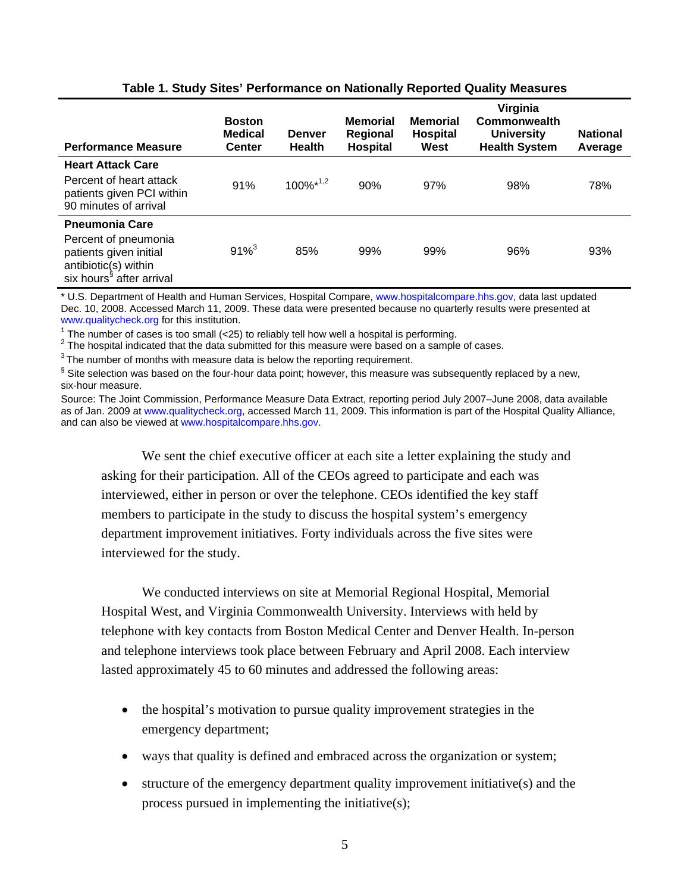**Table 1. Study Sites' Performance on Nationally Reported Quality Measures**

| Performance Measure | Boston Medical Center | Denver Health | Memorial Regional Hospital | Memorial Hospital West | Virginia Commonwealth University Health System | National Average |
|---|---|---|---|---|---|---|
| **Heart Attack Care** | | | | | | |
| Percent of heart attack patients given PCI within 90 minutes of arrival | 91% | 100%*[1,2] | 90% | 97% | 98% | 78% |
| **Pneumonia Care** | | | | | | |
| Percent of pneumonia patients given initial antibiotic(s) within six hours[§] after arrival | 91%[3] | 85% | 99% | 99% | 96% | 93% |

\* U.S. Department of Health and Human Services, Hospital Compare, www.hospitalcompare.hhs.gov, data last updated Dec. 10, 2008. Accessed March 11, 2009. These data were presented because no quarterly results were presented at www.qualitycheck.org for this institution.

[1] The number of cases is too small (<25) to reliably tell how well a hospital is performing.

[2] The hospital indicated that the data submitted for this measure were based on a sample of cases.

[3] The number of months with measure data is below the reporting requirement.

[§] Site selection was based on the four-hour data point; however, this measure was subsequently replaced by a new, six-hour measure.

Source: The Joint Commission, Performance Measure Data Extract, reporting period July 2007–June 2008, data available as of Jan. 2009 at www.qualitycheck.org, accessed March 11, 2009. This information is part of the Hospital Quality Alliance, and can also be viewed at www.hospitalcompare.hhs.gov.

We sent the chief executive officer at each site a letter explaining the study and asking for their participation. All of the CEOs agreed to participate and each was interviewed, either in person or over the telephone. CEOs identified the key staff members to participate in the study to discuss the hospital system's emergency department improvement initiatives. Forty individuals across the five sites were interviewed for the study.

We conducted interviews on site at Memorial Regional Hospital, Memorial Hospital West, and Virginia Commonwealth University. Interviews with held by telephone with key contacts from Boston Medical Center and Denver Health. In-person and telephone interviews took place between February and April 2008. Each interview lasted approximately 45 to 60 minutes and addressed the following areas:

- the hospital's motivation to pursue quality improvement strategies in the emergency department;
- ways that quality is defined and embraced across the organization or system;
- structure of the emergency department quality improvement initiative(s) and the process pursued in implementing the initiative(s);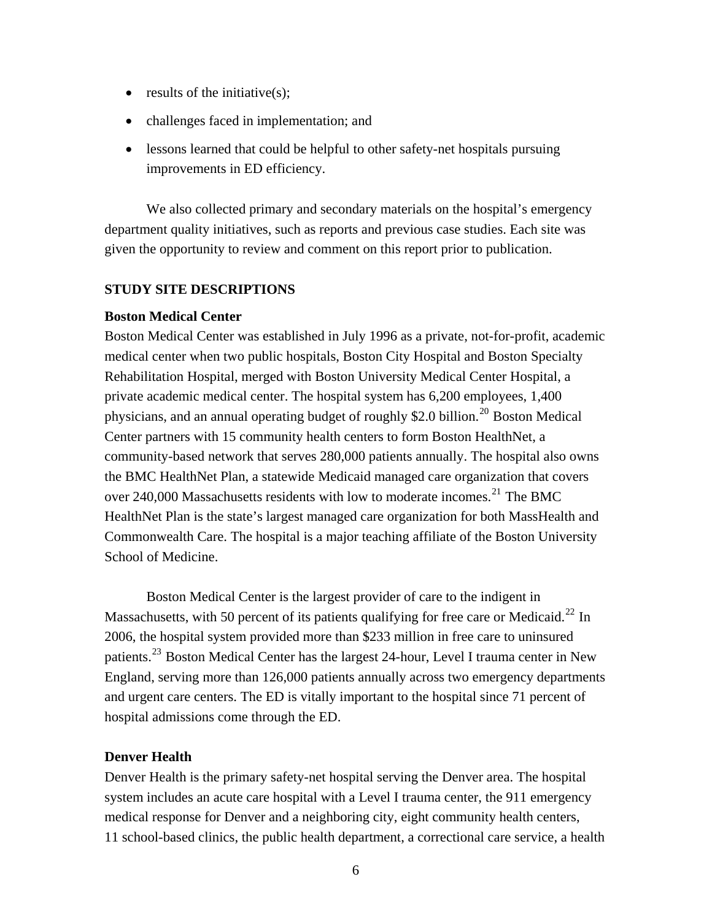- results of the initiative(s);
- challenges faced in implementation; and
- lessons learned that could be helpful to other safety-net hospitals pursuing improvements in ED efficiency.

We also collected primary and secondary materials on the hospital's emergency department quality initiatives, such as reports and previous case studies. Each site was given the opportunity to review and comment on this report prior to publication.

## STUDY SITE DESCRIPTIONS

### Boston Medical Center

Boston Medical Center was established in July 1996 as a private, not-for-profit, academic medical center when two public hospitals, Boston City Hospital and Boston Specialty Rehabilitation Hospital, merged with Boston University Medical Center Hospital, a private academic medical center. The hospital system has 6,200 employees, 1,400 physicians, and an annual operating budget of roughly $2.0 billion.[20] Boston Medical Center partners with 15 community health centers to form Boston HealthNet, a community-based network that serves 280,000 patients annually. The hospital also owns the BMC HealthNet Plan, a statewide Medicaid managed care organization that covers over 240,000 Massachusetts residents with low to moderate incomes.[21] The BMC HealthNet Plan is the state's largest managed care organization for both MassHealth and Commonwealth Care. The hospital is a major teaching affiliate of the Boston University School of Medicine.

Boston Medical Center is the largest provider of care to the indigent in Massachusetts, with 50 percent of its patients qualifying for free care or Medicaid.[22] In 2006, the hospital system provided more than $233 million in free care to uninsured patients.[23] Boston Medical Center has the largest 24-hour, Level I trauma center in New England, serving more than 126,000 patients annually across two emergency departments and urgent care centers. The ED is vitally important to the hospital since 71 percent of hospital admissions come through the ED.

### Denver Health

Denver Health is the primary safety-net hospital serving the Denver area. The hospital system includes an acute care hospital with a Level I trauma center, the 911 emergency medical response for Denver and a neighboring city, eight community health centers, 11 school-based clinics, the public health department, a correctional care service, a health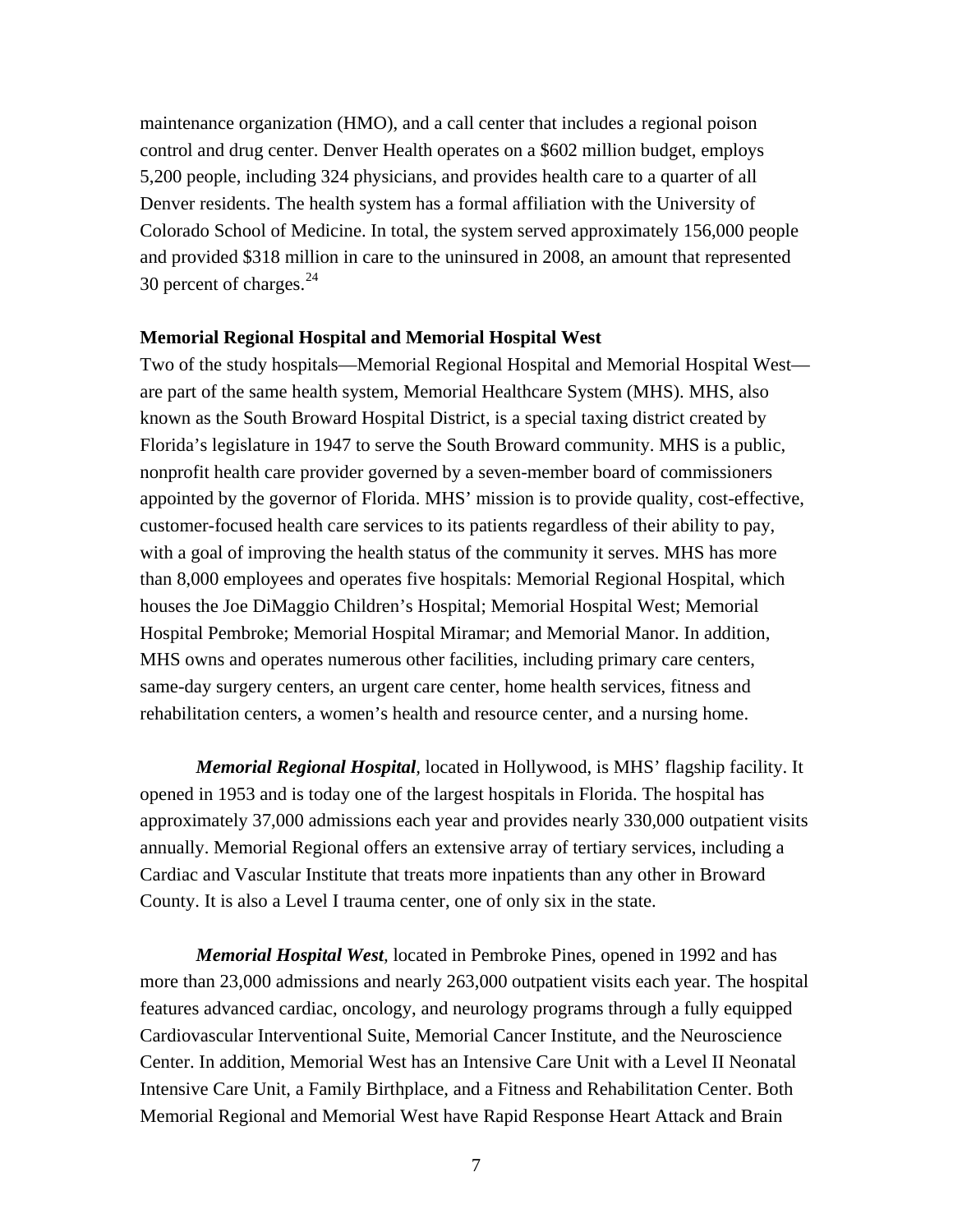maintenance organization (HMO), and a call center that includes a regional poison control and drug center. Denver Health operates on a $602 million budget, employs 5,200 people, including 324 physicians, and provides health care to a quarter of all Denver residents. The health system has a formal affiliation with the University of Colorado School of Medicine. In total, the system served approximately 156,000 people and provided $318 million in care to the uninsured in 2008, an amount that represented 30 percent of charges.[24]

**Memorial Regional Hospital and Memorial Hospital West**

Two of the study hospitals—Memorial Regional Hospital and Memorial Hospital West—are part of the same health system, Memorial Healthcare System (MHS). MHS, also known as the South Broward Hospital District, is a special taxing district created by Florida's legislature in 1947 to serve the South Broward community. MHS is a public, nonprofit health care provider governed by a seven-member board of commissioners appointed by the governor of Florida. MHS' mission is to provide quality, cost-effective, customer-focused health care services to its patients regardless of their ability to pay, with a goal of improving the health status of the community it serves. MHS has more than 8,000 employees and operates five hospitals: Memorial Regional Hospital, which houses the Joe DiMaggio Children's Hospital; Memorial Hospital West; Memorial Hospital Pembroke; Memorial Hospital Miramar; and Memorial Manor. In addition, MHS owns and operates numerous other facilities, including primary care centers, same-day surgery centers, an urgent care center, home health services, fitness and rehabilitation centers, a women's health and resource center, and a nursing home.

***Memorial Regional Hospital***, located in Hollywood, is MHS' flagship facility. It opened in 1953 and is today one of the largest hospitals in Florida. The hospital has approximately 37,000 admissions each year and provides nearly 330,000 outpatient visits annually. Memorial Regional offers an extensive array of tertiary services, including a Cardiac and Vascular Institute that treats more inpatients than any other in Broward County. It is also a Level I trauma center, one of only six in the state.

***Memorial Hospital West***, located in Pembroke Pines, opened in 1992 and has more than 23,000 admissions and nearly 263,000 outpatient visits each year. The hospital features advanced cardiac, oncology, and neurology programs through a fully equipped Cardiovascular Interventional Suite, Memorial Cancer Institute, and the Neuroscience Center. In addition, Memorial West has an Intensive Care Unit with a Level II Neonatal Intensive Care Unit, a Family Birthplace, and a Fitness and Rehabilitation Center. Both Memorial Regional and Memorial West have Rapid Response Heart Attack and Brain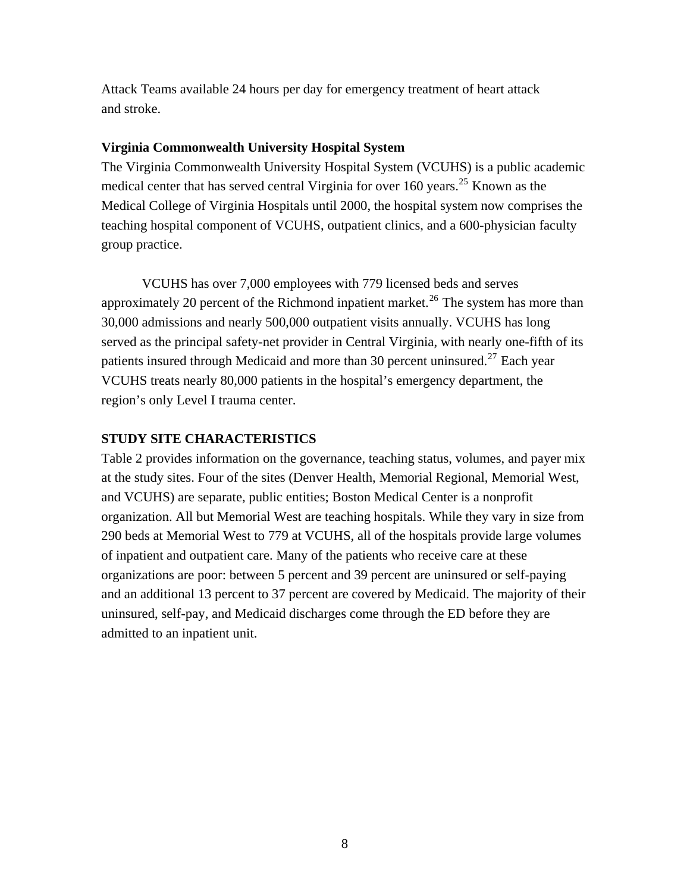Attack Teams available 24 hours per day for emergency treatment of heart attack and stroke.

**Virginia Commonwealth University Hospital System**

The Virginia Commonwealth University Hospital System (VCUHS) is a public academic medical center that has served central Virginia for over 160 years.[25] Known as the Medical College of Virginia Hospitals until 2000, the hospital system now comprises the teaching hospital component of VCUHS, outpatient clinics, and a 600-physician faculty group practice.

VCUHS has over 7,000 employees with 779 licensed beds and serves approximately 20 percent of the Richmond inpatient market.[26] The system has more than 30,000 admissions and nearly 500,000 outpatient visits annually. VCUHS has long served as the principal safety-net provider in Central Virginia, with nearly one-fifth of its patients insured through Medicaid and more than 30 percent uninsured.[27] Each year VCUHS treats nearly 80,000 patients in the hospital's emergency department, the region's only Level I trauma center.

## STUDY SITE CHARACTERISTICS

Table 2 provides information on the governance, teaching status, volumes, and payer mix at the study sites. Four of the sites (Denver Health, Memorial Regional, Memorial West, and VCUHS) are separate, public entities; Boston Medical Center is a nonprofit organization. All but Memorial West are teaching hospitals. While they vary in size from 290 beds at Memorial West to 779 at VCUHS, all of the hospitals provide large volumes of inpatient and outpatient care. Many of the patients who receive care at these organizations are poor: between 5 percent and 39 percent are uninsured or self-paying and an additional 13 percent to 37 percent are covered by Medicaid. The majority of their uninsured, self-pay, and Medicaid discharges come through the ED before they are admitted to an inpatient unit.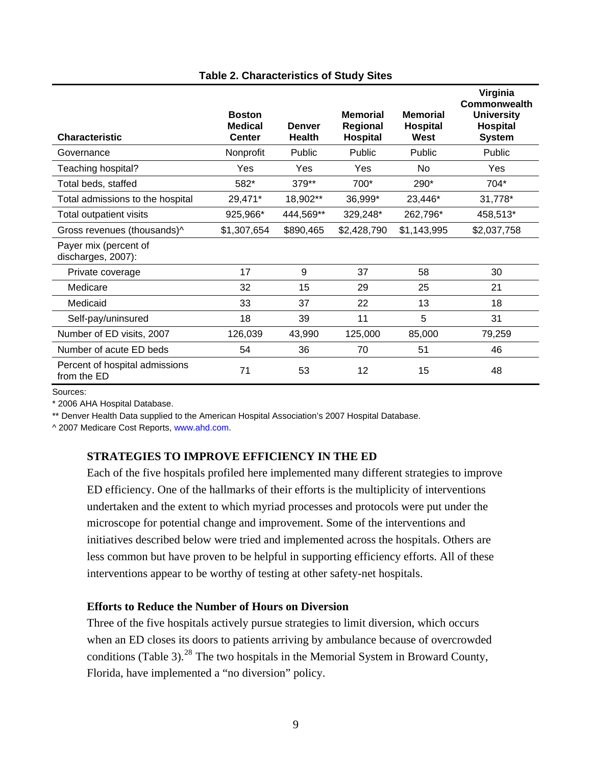**Table 2. Characteristics of Study Sites**

| Characteristic | Boston Medical Center | Denver Health | Memorial Regional Hospital | Memorial Hospital West | Virginia Commonwealth University Hospital System |
|---|---|---|---|---|---|
| Governance | Nonprofit | Public | Public | Public | Public |
| Teaching hospital? | Yes | Yes | Yes | No | Yes |
| Total beds, staffed | 582* | 379** | 700* | 290* | 704* |
| Total admissions to the hospital | 29,471* | 18,902** | 36,999* | 23,446* | 31,778* |
| Total outpatient visits | 925,966* | 444,569** | 329,248* | 262,796* | 458,513* |
| Gross revenues (thousands)^ | $1,307,654 | $890,465 | $2,428,790 | $1,143,995 | $2,037,758 |
| Payer mix (percent of discharges, 2007): | | | | | |
| Private coverage | 17 | 9 | 37 | 58 | 30 |
| Medicare | 32 | 15 | 29 | 25 | 21 |
| Medicaid | 33 | 37 | 22 | 13 | 18 |
| Self-pay/uninsured | 18 | 39 | 11 | 5 | 31 |
| Number of ED visits, 2007 | 126,039 | 43,990 | 125,000 | 85,000 | 79,259 |
| Number of acute ED beds | 54 | 36 | 70 | 51 | 46 |
| Percent of hospital admissions from the ED | 71 | 53 | 12 | 15 | 48 |

Sources:

* 2006 AHA Hospital Database.

** Denver Health Data supplied to the American Hospital Association's 2007 Hospital Database.

^ 2007 Medicare Cost Reports, www.ahd.com.

## STRATEGIES TO IMPROVE EFFICIENCY IN THE ED

Each of the five hospitals profiled here implemented many different strategies to improve ED efficiency. One of the hallmarks of their efforts is the multiplicity of interventions undertaken and the extent to which myriad processes and protocols were put under the microscope for potential change and improvement. Some of the interventions and initiatives described below were tried and implemented across the hospitals. Others are less common but have proven to be helpful in supporting efficiency efforts. All of these interventions appear to be worthy of testing at other safety-net hospitals.

### Efforts to Reduce the Number of Hours on Diversion

Three of the five hospitals actively pursue strategies to limit diversion, which occurs when an ED closes its doors to patients arriving by ambulance because of overcrowded conditions (Table 3).[28] The two hospitals in the Memorial System in Broward County, Florida, have implemented a "no diversion" policy.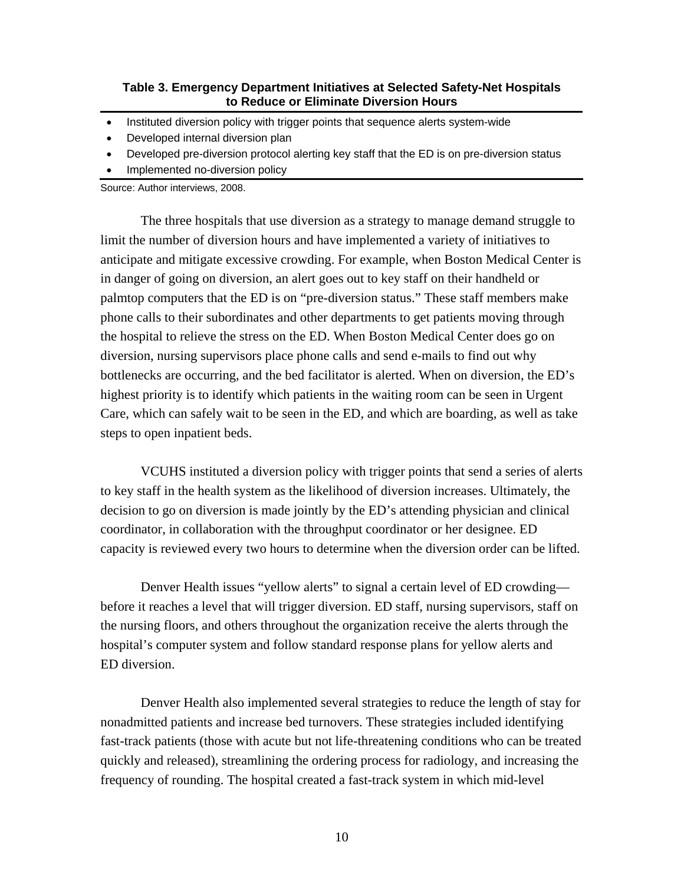**Table 3. Emergency Department Initiatives at Selected Safety-Net Hospitals to Reduce or Eliminate Diversion Hours**

- Instituted diversion policy with trigger points that sequence alerts system-wide
- Developed internal diversion plan
- Developed pre-diversion protocol alerting key staff that the ED is on pre-diversion status
- Implemented no-diversion policy

Source: Author interviews, 2008.

The three hospitals that use diversion as a strategy to manage demand struggle to limit the number of diversion hours and have implemented a variety of initiatives to anticipate and mitigate excessive crowding. For example, when Boston Medical Center is in danger of going on diversion, an alert goes out to key staff on their handheld or palmtop computers that the ED is on "pre-diversion status." These staff members make phone calls to their subordinates and other departments to get patients moving through the hospital to relieve the stress on the ED. When Boston Medical Center does go on diversion, nursing supervisors place phone calls and send e-mails to find out why bottlenecks are occurring, and the bed facilitator is alerted. When on diversion, the ED's highest priority is to identify which patients in the waiting room can be seen in Urgent Care, which can safely wait to be seen in the ED, and which are boarding, as well as take steps to open inpatient beds.

VCUHS instituted a diversion policy with trigger points that send a series of alerts to key staff in the health system as the likelihood of diversion increases. Ultimately, the decision to go on diversion is made jointly by the ED's attending physician and clinical coordinator, in collaboration with the throughput coordinator or her designee. ED capacity is reviewed every two hours to determine when the diversion order can be lifted.

Denver Health issues "yellow alerts" to signal a certain level of ED crowding—before it reaches a level that will trigger diversion. ED staff, nursing supervisors, staff on the nursing floors, and others throughout the organization receive the alerts through the hospital's computer system and follow standard response plans for yellow alerts and ED diversion.

Denver Health also implemented several strategies to reduce the length of stay for nonadmitted patients and increase bed turnovers. These strategies included identifying fast-track patients (those with acute but not life-threatening conditions who can be treated quickly and released), streamlining the ordering process for radiology, and increasing the frequency of rounding. The hospital created a fast-track system in which mid-level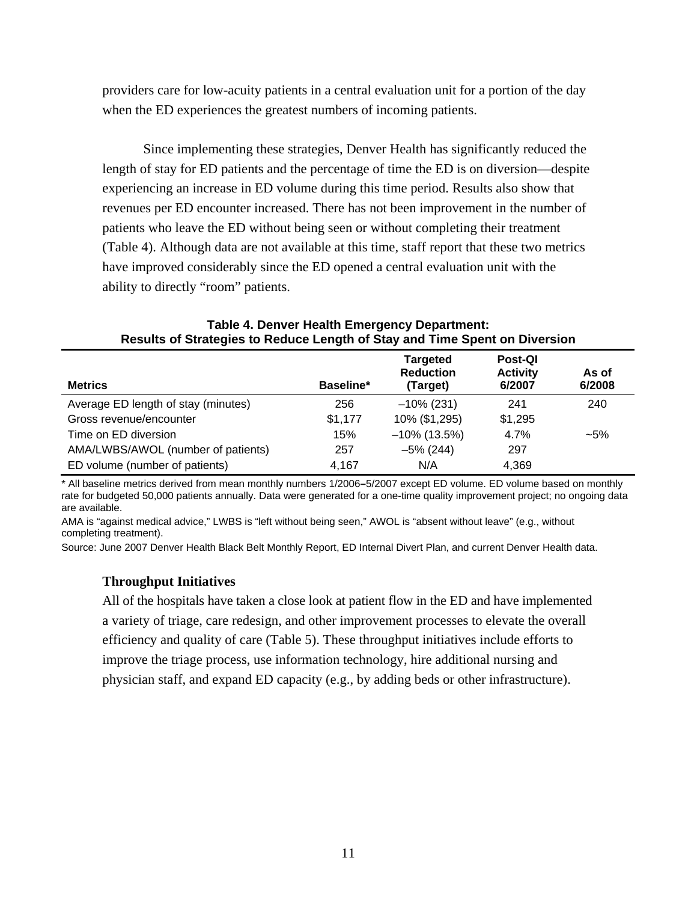providers care for low-acuity patients in a central evaluation unit for a portion of the day when the ED experiences the greatest numbers of incoming patients.

Since implementing these strategies, Denver Health has significantly reduced the length of stay for ED patients and the percentage of time the ED is on diversion—despite experiencing an increase in ED volume during this time period. Results also show that revenues per ED encounter increased. There has not been improvement in the number of patients who leave the ED without being seen or without completing their treatment (Table 4). Although data are not available at this time, staff report that these two metrics have improved considerably since the ED opened a central evaluation unit with the ability to directly "room" patients.

**Table 4. Denver Health Emergency Department: Results of Strategies to Reduce Length of Stay and Time Spent on Diversion**

| Metrics | Baseline* | Targeted Reduction (Target) | Post-QI Activity 6/2007 | As of 6/2008 |
|---|---|---|---|---|
| Average ED length of stay (minutes) | 256 | –10% (231) | 241 | 240 |
| Gross revenue/encounter | $1,177 | 10% ($1,295) | $1,295 | |
| Time on ED diversion | 15% | –10% (13.5%) | 4.7% | ~5% |
| AMA/LWBS/AWOL (number of patients) | 257 | –5% (244) | 297 | |
| ED volume (number of patients) | 4,167 | N/A | 4,369 | |

* All baseline metrics derived from mean monthly numbers 1/2006–5/2007 except ED volume. ED volume based on monthly rate for budgeted 50,000 patients annually. Data were generated for a one-time quality improvement project; no ongoing data are available.

AMA is "against medical advice," LWBS is "left without being seen," AWOL is "absent without leave" (e.g., without completing treatment).

Source: June 2007 Denver Health Black Belt Monthly Report, ED Internal Divert Plan, and current Denver Health data.

### Throughput Initiatives

All of the hospitals have taken a close look at patient flow in the ED and have implemented a variety of triage, care redesign, and other improvement processes to elevate the overall efficiency and quality of care (Table 5). These throughput initiatives include efforts to improve the triage process, use information technology, hire additional nursing and physician staff, and expand ED capacity (e.g., by adding beds or other infrastructure).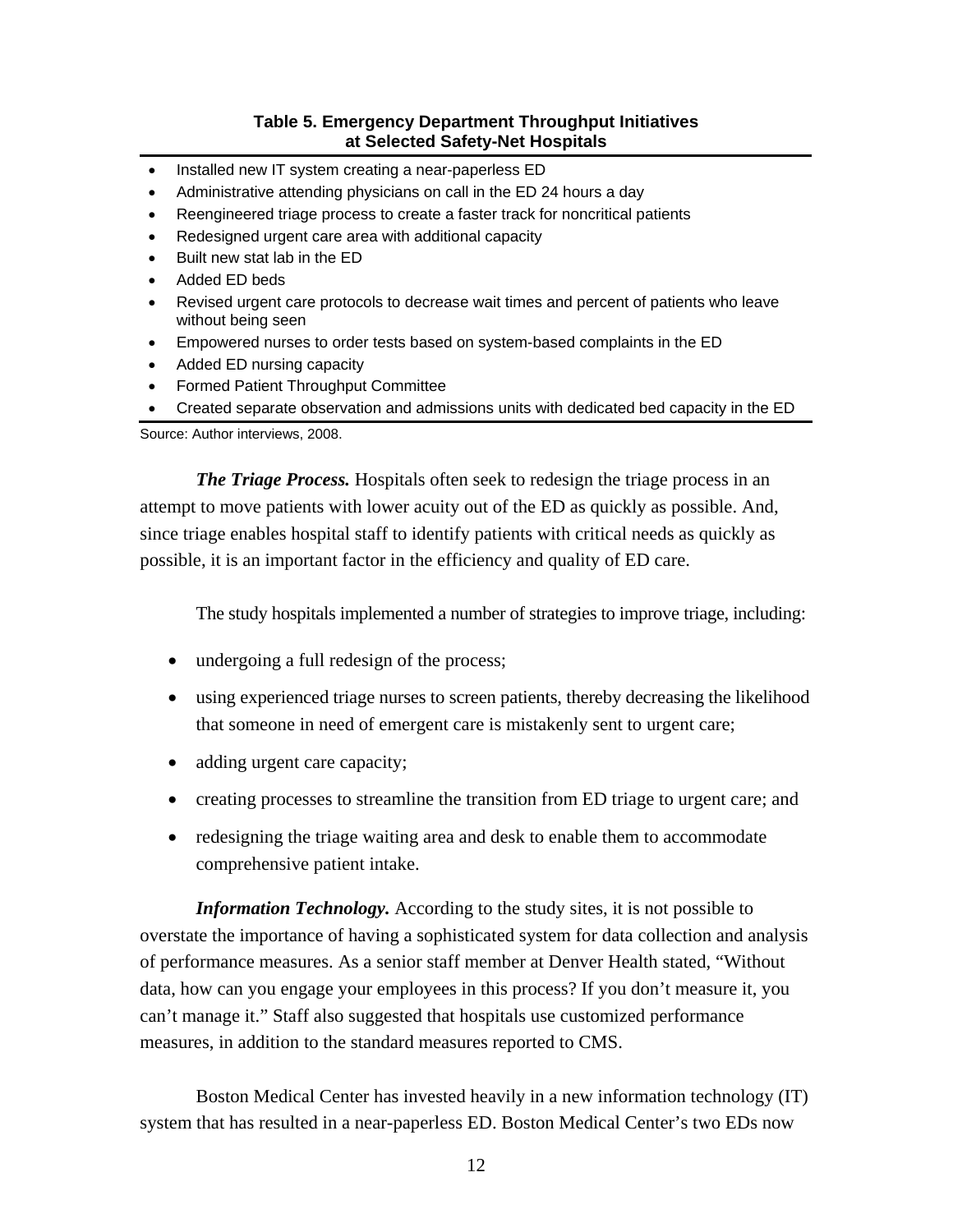**Table 5. Emergency Department Throughput Initiatives at Selected Safety-Net Hospitals**

- Installed new IT system creating a near-paperless ED
- Administrative attending physicians on call in the ED 24 hours a day
- Reengineered triage process to create a faster track for noncritical patients
- Redesigned urgent care area with additional capacity
- Built new stat lab in the ED
- Added ED beds
- Revised urgent care protocols to decrease wait times and percent of patients who leave without being seen
- Empowered nurses to order tests based on system-based complaints in the ED
- Added ED nursing capacity
- Formed Patient Throughput Committee
- Created separate observation and admissions units with dedicated bed capacity in the ED

Source: Author interviews, 2008.

***The Triage Process.*** Hospitals often seek to redesign the triage process in an attempt to move patients with lower acuity out of the ED as quickly as possible. And, since triage enables hospital staff to identify patients with critical needs as quickly as possible, it is an important factor in the efficiency and quality of ED care.

The study hospitals implemented a number of strategies to improve triage, including:

- undergoing a full redesign of the process;
- using experienced triage nurses to screen patients, thereby decreasing the likelihood that someone in need of emergent care is mistakenly sent to urgent care;
- adding urgent care capacity;
- creating processes to streamline the transition from ED triage to urgent care; and
- redesigning the triage waiting area and desk to enable them to accommodate comprehensive patient intake.

***Information Technology.*** According to the study sites, it is not possible to overstate the importance of having a sophisticated system for data collection and analysis of performance measures. As a senior staff member at Denver Health stated, "Without data, how can you engage your employees in this process? If you don't measure it, you can't manage it." Staff also suggested that hospitals use customized performance measures, in addition to the standard measures reported to CMS.

Boston Medical Center has invested heavily in a new information technology (IT) system that has resulted in a near-paperless ED. Boston Medical Center's two EDs now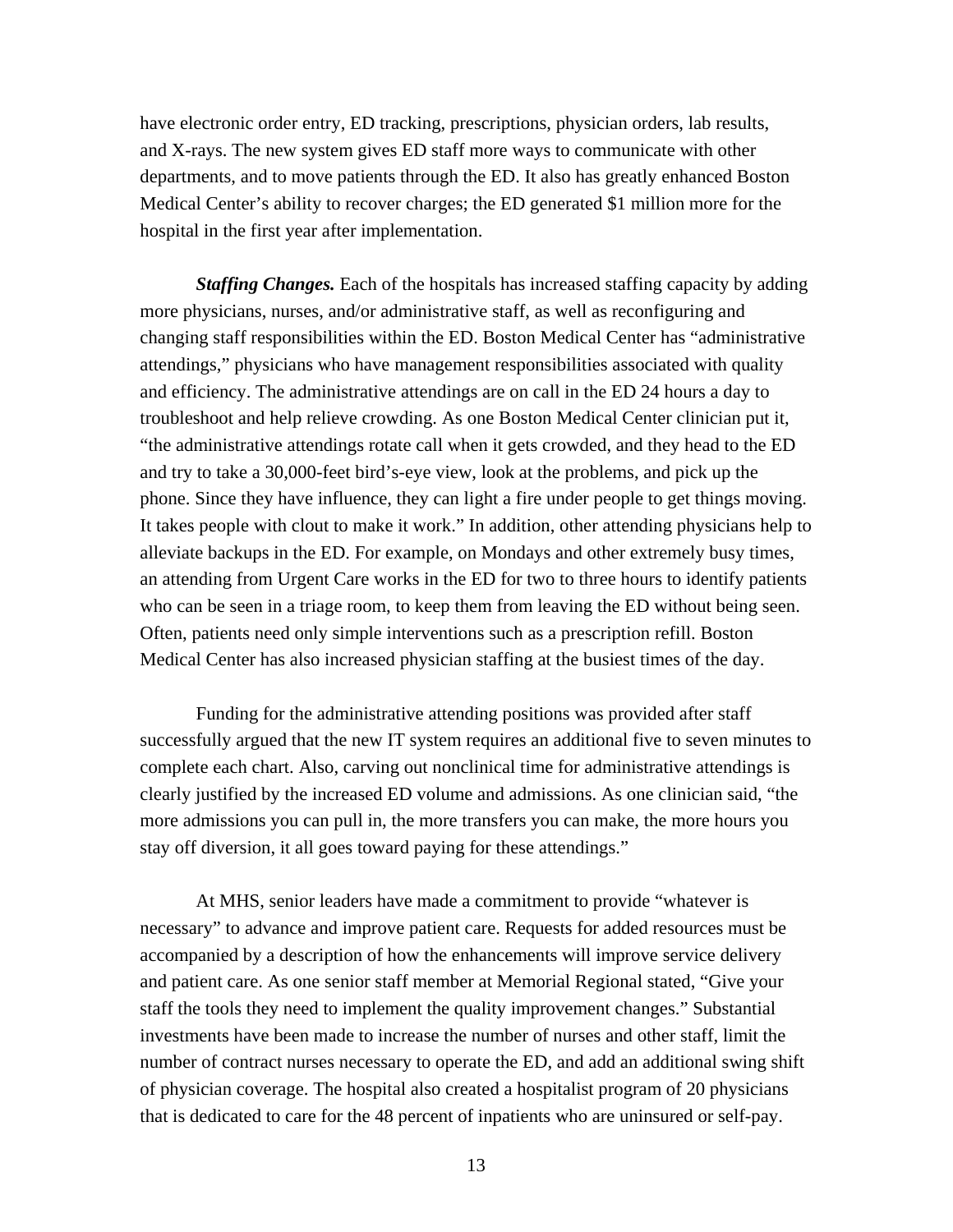have electronic order entry, ED tracking, prescriptions, physician orders, lab results, and X-rays. The new system gives ED staff more ways to communicate with other departments, and to move patients through the ED. It also has greatly enhanced Boston Medical Center's ability to recover charges; the ED generated $1 million more for the hospital in the first year after implementation.

***Staffing Changes.*** Each of the hospitals has increased staffing capacity by adding more physicians, nurses, and/or administrative staff, as well as reconfiguring and changing staff responsibilities within the ED. Boston Medical Center has "administrative attendings," physicians who have management responsibilities associated with quality and efficiency. The administrative attendings are on call in the ED 24 hours a day to troubleshoot and help relieve crowding. As one Boston Medical Center clinician put it, "the administrative attendings rotate call when it gets crowded, and they head to the ED and try to take a 30,000-feet bird's-eye view, look at the problems, and pick up the phone. Since they have influence, they can light a fire under people to get things moving. It takes people with clout to make it work." In addition, other attending physicians help to alleviate backups in the ED. For example, on Mondays and other extremely busy times, an attending from Urgent Care works in the ED for two to three hours to identify patients who can be seen in a triage room, to keep them from leaving the ED without being seen. Often, patients need only simple interventions such as a prescription refill. Boston Medical Center has also increased physician staffing at the busiest times of the day.

Funding for the administrative attending positions was provided after staff successfully argued that the new IT system requires an additional five to seven minutes to complete each chart. Also, carving out nonclinical time for administrative attendings is clearly justified by the increased ED volume and admissions. As one clinician said, "the more admissions you can pull in, the more transfers you can make, the more hours you stay off diversion, it all goes toward paying for these attendings."

At MHS, senior leaders have made a commitment to provide "whatever is necessary" to advance and improve patient care. Requests for added resources must be accompanied by a description of how the enhancements will improve service delivery and patient care. As one senior staff member at Memorial Regional stated, "Give your staff the tools they need to implement the quality improvement changes." Substantial investments have been made to increase the number of nurses and other staff, limit the number of contract nurses necessary to operate the ED, and add an additional swing shift of physician coverage. The hospital also created a hospitalist program of 20 physicians that is dedicated to care for the 48 percent of inpatients who are uninsured or self-pay.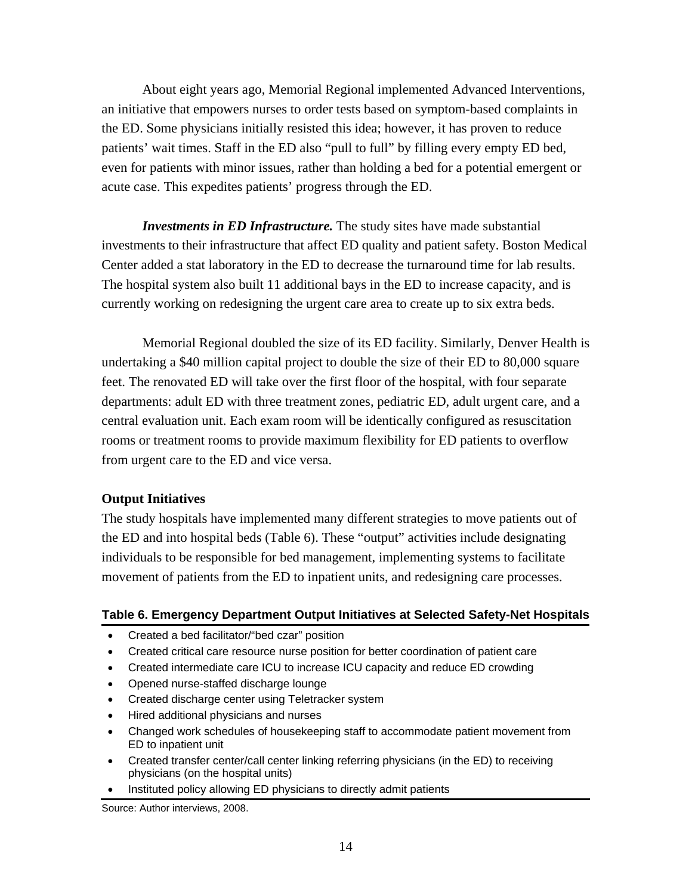About eight years ago, Memorial Regional implemented Advanced Interventions, an initiative that empowers nurses to order tests based on symptom-based complaints in the ED. Some physicians initially resisted this idea; however, it has proven to reduce patients' wait times. Staff in the ED also "pull to full" by filling every empty ED bed, even for patients with minor issues, rather than holding a bed for a potential emergent or acute case. This expedites patients' progress through the ED.

***Investments in ED Infrastructure.*** The study sites have made substantial investments to their infrastructure that affect ED quality and patient safety. Boston Medical Center added a stat laboratory in the ED to decrease the turnaround time for lab results. The hospital system also built 11 additional bays in the ED to increase capacity, and is currently working on redesigning the urgent care area to create up to six extra beds.

Memorial Regional doubled the size of its ED facility. Similarly, Denver Health is undertaking a $40 million capital project to double the size of their ED to 80,000 square feet. The renovated ED will take over the first floor of the hospital, with four separate departments: adult ED with three treatment zones, pediatric ED, adult urgent care, and a central evaluation unit. Each exam room will be identically configured as resuscitation rooms or treatment rooms to provide maximum flexibility for ED patients to overflow from urgent care to the ED and vice versa.

### Output Initiatives

The study hospitals have implemented many different strategies to move patients out of the ED and into hospital beds (Table 6). These "output" activities include designating individuals to be responsible for bed management, implementing systems to facilitate movement of patients from the ED to inpatient units, and redesigning care processes.

**Table 6. Emergency Department Output Initiatives at Selected Safety-Net Hospitals**

- Created a bed facilitator/"bed czar" position
- Created critical care resource nurse position for better coordination of patient care
- Created intermediate care ICU to increase ICU capacity and reduce ED crowding
- Opened nurse-staffed discharge lounge
- Created discharge center using Teletracker system
- Hired additional physicians and nurses
- Changed work schedules of housekeeping staff to accommodate patient movement from ED to inpatient unit
- Created transfer center/call center linking referring physicians (in the ED) to receiving physicians (on the hospital units)
- Instituted policy allowing ED physicians to directly admit patients

Source: Author interviews, 2008.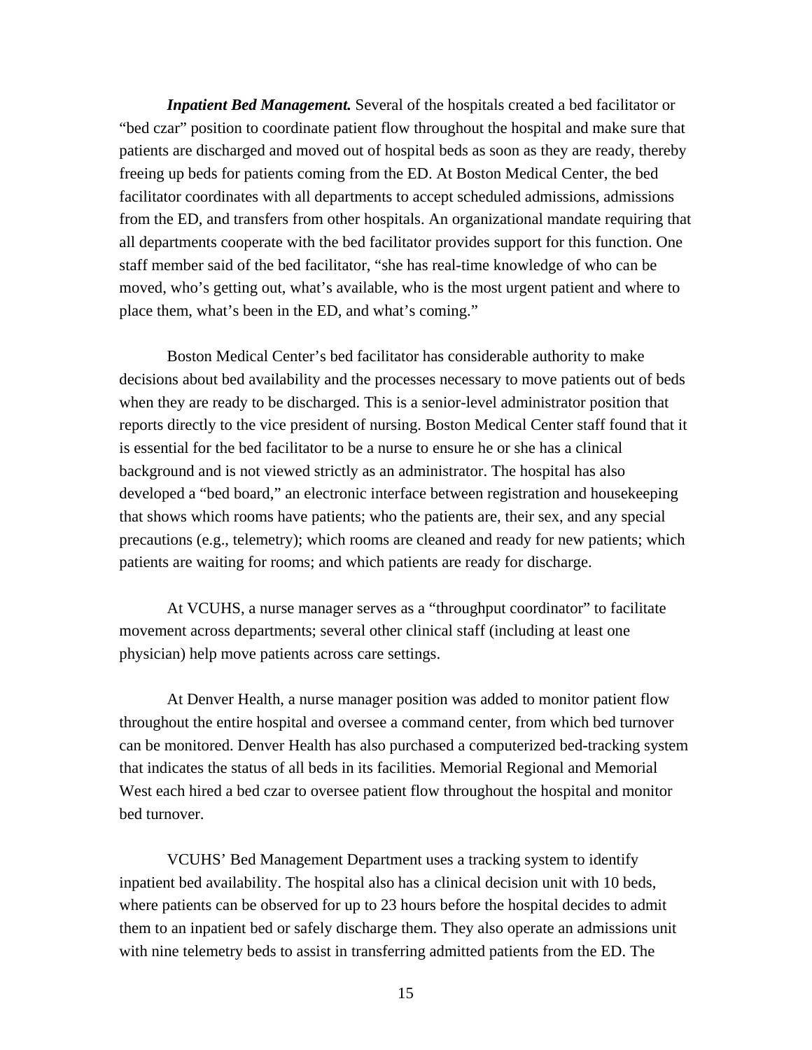***Inpatient Bed Management.*** Several of the hospitals created a bed facilitator or "bed czar" position to coordinate patient flow throughout the hospital and make sure that patients are discharged and moved out of hospital beds as soon as they are ready, thereby freeing up beds for patients coming from the ED. At Boston Medical Center, the bed facilitator coordinates with all departments to accept scheduled admissions, admissions from the ED, and transfers from other hospitals. An organizational mandate requiring that all departments cooperate with the bed facilitator provides support for this function. One staff member said of the bed facilitator, "she has real-time knowledge of who can be moved, who's getting out, what's available, who is the most urgent patient and where to place them, what's been in the ED, and what's coming."

Boston Medical Center's bed facilitator has considerable authority to make decisions about bed availability and the processes necessary to move patients out of beds when they are ready to be discharged. This is a senior-level administrator position that reports directly to the vice president of nursing. Boston Medical Center staff found that it is essential for the bed facilitator to be a nurse to ensure he or she has a clinical background and is not viewed strictly as an administrator. The hospital has also developed a "bed board," an electronic interface between registration and housekeeping that shows which rooms have patients; who the patients are, their sex, and any special precautions (e.g., telemetry); which rooms are cleaned and ready for new patients; which patients are waiting for rooms; and which patients are ready for discharge.

At VCUHS, a nurse manager serves as a "throughput coordinator" to facilitate movement across departments; several other clinical staff (including at least one physician) help move patients across care settings.

At Denver Health, a nurse manager position was added to monitor patient flow throughout the entire hospital and oversee a command center, from which bed turnover can be monitored. Denver Health has also purchased a computerized bed-tracking system that indicates the status of all beds in its facilities. Memorial Regional and Memorial West each hired a bed czar to oversee patient flow throughout the hospital and monitor bed turnover.

VCUHS' Bed Management Department uses a tracking system to identify inpatient bed availability. The hospital also has a clinical decision unit with 10 beds, where patients can be observed for up to 23 hours before the hospital decides to admit them to an inpatient bed or safely discharge them. They also operate an admissions unit with nine telemetry beds to assist in transferring admitted patients from the ED. The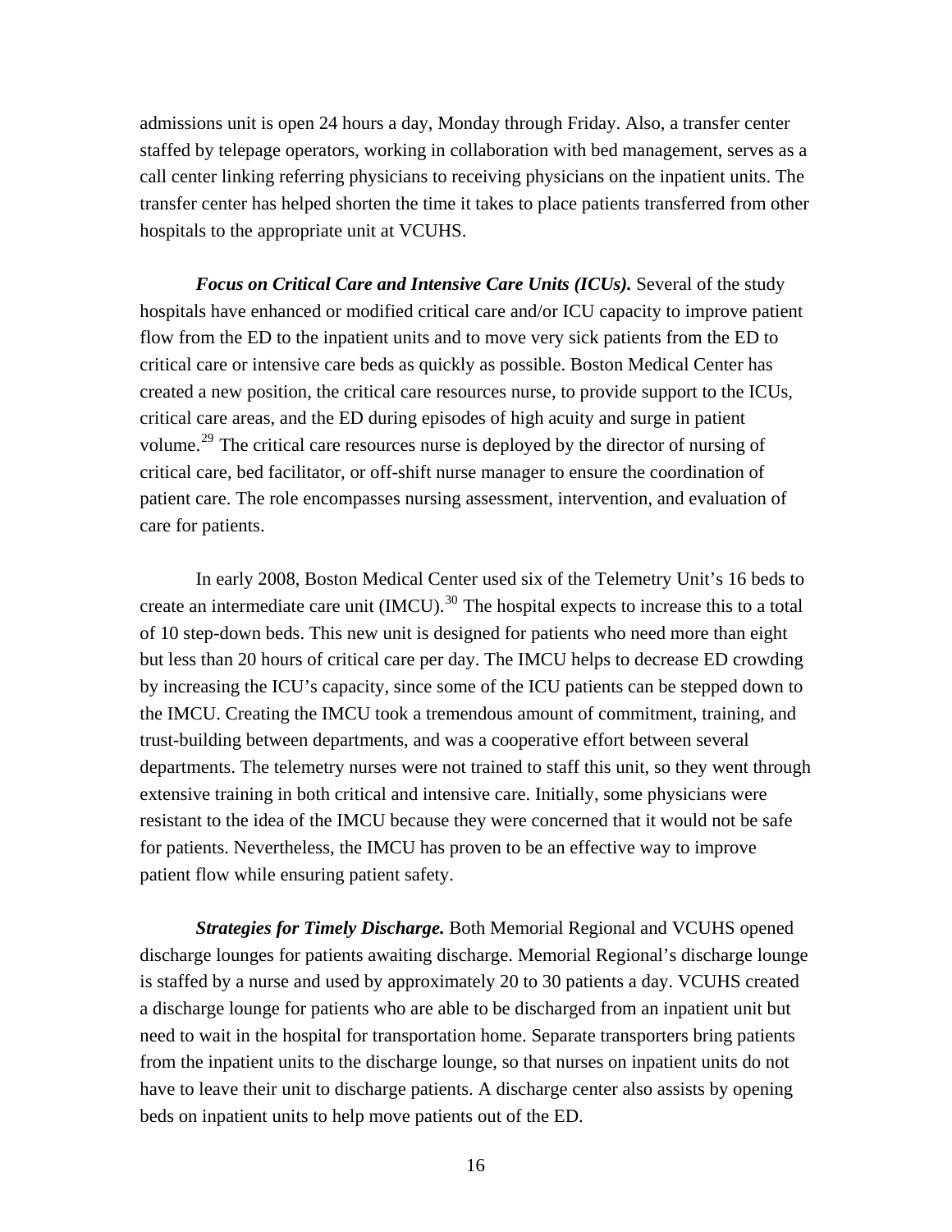admissions unit is open 24 hours a day, Monday through Friday. Also, a transfer center staffed by telepage operators, working in collaboration with bed management, serves as a call center linking referring physicians to receiving physicians on the inpatient units. The transfer center has helped shorten the time it takes to place patients transferred from other hospitals to the appropriate unit at VCUHS.

***Focus on Critical Care and Intensive Care Units (ICUs).*** Several of the study hospitals have enhanced or modified critical care and/or ICU capacity to improve patient flow from the ED to the inpatient units and to move very sick patients from the ED to critical care or intensive care beds as quickly as possible. Boston Medical Center has created a new position, the critical care resources nurse, to provide support to the ICUs, critical care areas, and the ED during episodes of high acuity and surge in patient volume.[29] The critical care resources nurse is deployed by the director of nursing of critical care, bed facilitator, or off-shift nurse manager to ensure the coordination of patient care. The role encompasses nursing assessment, intervention, and evaluation of care for patients.

In early 2008, Boston Medical Center used six of the Telemetry Unit's 16 beds to create an intermediate care unit (IMCU).[30] The hospital expects to increase this to a total of 10 step-down beds. This new unit is designed for patients who need more than eight but less than 20 hours of critical care per day. The IMCU helps to decrease ED crowding by increasing the ICU's capacity, since some of the ICU patients can be stepped down to the IMCU. Creating the IMCU took a tremendous amount of commitment, training, and trust-building between departments, and was a cooperative effort between several departments. The telemetry nurses were not trained to staff this unit, so they went through extensive training in both critical and intensive care. Initially, some physicians were resistant to the idea of the IMCU because they were concerned that it would not be safe for patients. Nevertheless, the IMCU has proven to be an effective way to improve patient flow while ensuring patient safety.

***Strategies for Timely Discharge.*** Both Memorial Regional and VCUHS opened discharge lounges for patients awaiting discharge. Memorial Regional's discharge lounge is staffed by a nurse and used by approximately 20 to 30 patients a day. VCUHS created a discharge lounge for patients who are able to be discharged from an inpatient unit but need to wait in the hospital for transportation home. Separate transporters bring patients from the inpatient units to the discharge lounge, so that nurses on inpatient units do not have to leave their unit to discharge patients. A discharge center also assists by opening beds on inpatient units to help move patients out of the ED.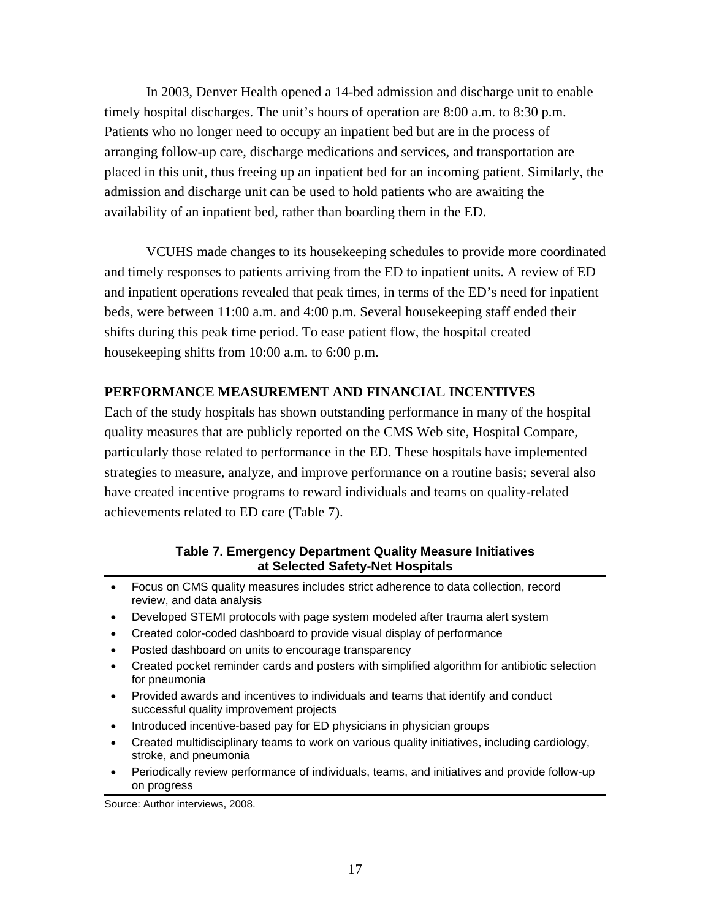In 2003, Denver Health opened a 14-bed admission and discharge unit to enable timely hospital discharges. The unit's hours of operation are 8:00 a.m. to 8:30 p.m. Patients who no longer need to occupy an inpatient bed but are in the process of arranging follow-up care, discharge medications and services, and transportation are placed in this unit, thus freeing up an inpatient bed for an incoming patient. Similarly, the admission and discharge unit can be used to hold patients who are awaiting the availability of an inpatient bed, rather than boarding them in the ED.

VCUHS made changes to its housekeeping schedules to provide more coordinated and timely responses to patients arriving from the ED to inpatient units. A review of ED and inpatient operations revealed that peak times, in terms of the ED's need for inpatient beds, were between 11:00 a.m. and 4:00 p.m. Several housekeeping staff ended their shifts during this peak time period. To ease patient flow, the hospital created housekeeping shifts from 10:00 a.m. to 6:00 p.m.

## PERFORMANCE MEASUREMENT AND FINANCIAL INCENTIVES

Each of the study hospitals has shown outstanding performance in many of the hospital quality measures that are publicly reported on the CMS Web site, Hospital Compare, particularly those related to performance in the ED. These hospitals have implemented strategies to measure, analyze, and improve performance on a routine basis; several also have created incentive programs to reward individuals and teams on quality-related achievements related to ED care (Table 7).

**Table 7. Emergency Department Quality Measure Initiatives at Selected Safety-Net Hospitals**

- Focus on CMS quality measures includes strict adherence to data collection, record review, and data analysis
- Developed STEMI protocols with page system modeled after trauma alert system
- Created color-coded dashboard to provide visual display of performance
- Posted dashboard on units to encourage transparency
- Created pocket reminder cards and posters with simplified algorithm for antibiotic selection for pneumonia
- Provided awards and incentives to individuals and teams that identify and conduct successful quality improvement projects
- Introduced incentive-based pay for ED physicians in physician groups
- Created multidisciplinary teams to work on various quality initiatives, including cardiology, stroke, and pneumonia
- Periodically review performance of individuals, teams, and initiatives and provide follow-up on progress

Source: Author interviews, 2008.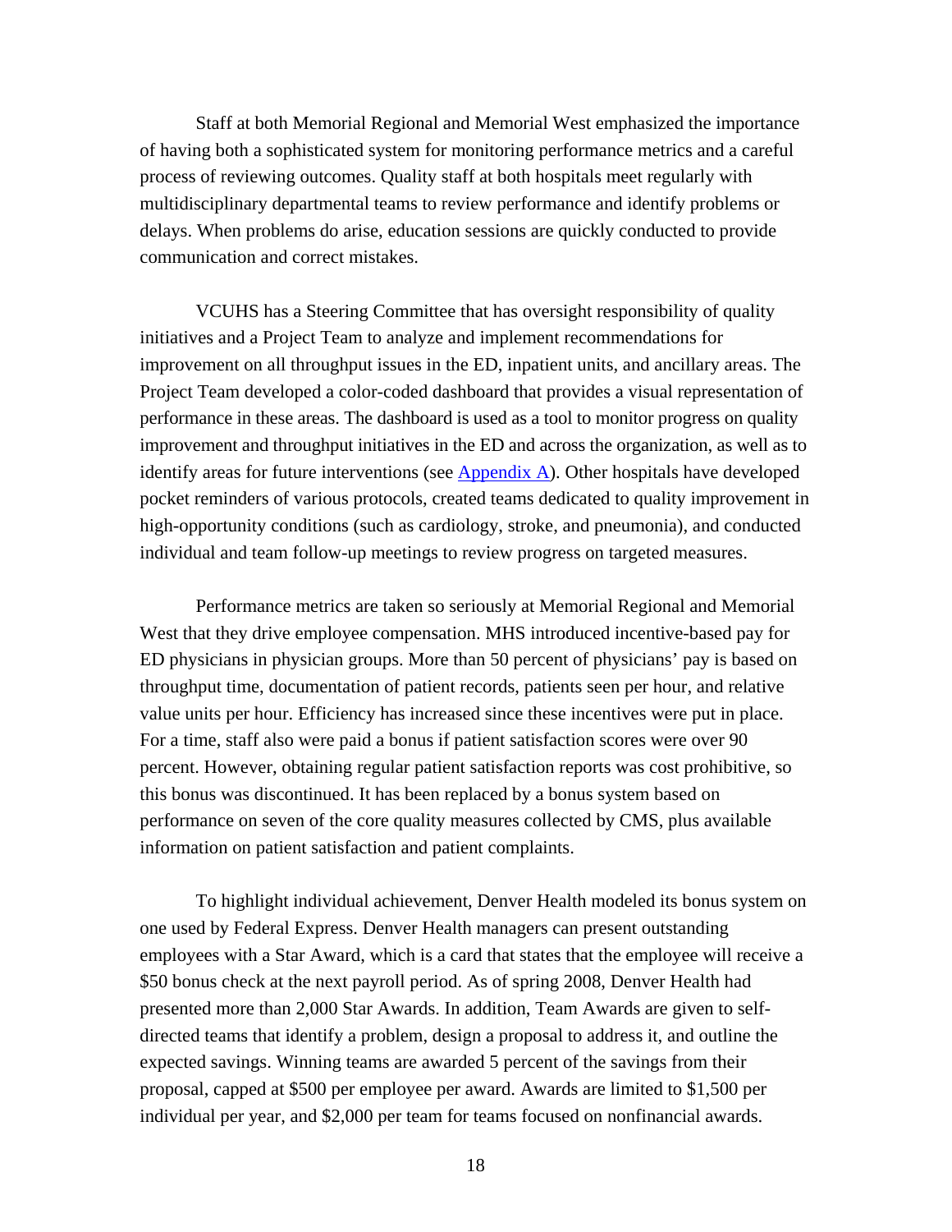Staff at both Memorial Regional and Memorial West emphasized the importance of having both a sophisticated system for monitoring performance metrics and a careful process of reviewing outcomes. Quality staff at both hospitals meet regularly with multidisciplinary departmental teams to review performance and identify problems or delays. When problems do arise, education sessions are quickly conducted to provide communication and correct mistakes.

VCUHS has a Steering Committee that has oversight responsibility of quality initiatives and a Project Team to analyze and implement recommendations for improvement on all throughput issues in the ED, inpatient units, and ancillary areas. The Project Team developed a color-coded dashboard that provides a visual representation of performance in these areas. The dashboard is used as a tool to monitor progress on quality improvement and throughput initiatives in the ED and across the organization, as well as to identify areas for future interventions (see Appendix A). Other hospitals have developed pocket reminders of various protocols, created teams dedicated to quality improvement in high-opportunity conditions (such as cardiology, stroke, and pneumonia), and conducted individual and team follow-up meetings to review progress on targeted measures.

Performance metrics are taken so seriously at Memorial Regional and Memorial West that they drive employee compensation. MHS introduced incentive-based pay for ED physicians in physician groups. More than 50 percent of physicians' pay is based on throughput time, documentation of patient records, patients seen per hour, and relative value units per hour. Efficiency has increased since these incentives were put in place. For a time, staff also were paid a bonus if patient satisfaction scores were over 90 percent. However, obtaining regular patient satisfaction reports was cost prohibitive, so this bonus was discontinued. It has been replaced by a bonus system based on performance on seven of the core quality measures collected by CMS, plus available information on patient satisfaction and patient complaints.

To highlight individual achievement, Denver Health modeled its bonus system on one used by Federal Express. Denver Health managers can present outstanding employees with a Star Award, which is a card that states that the employee will receive a $50 bonus check at the next payroll period. As of spring 2008, Denver Health had presented more than 2,000 Star Awards. In addition, Team Awards are given to self-directed teams that identify a problem, design a proposal to address it, and outline the expected savings. Winning teams are awarded 5 percent of the savings from their proposal, capped at $500 per employee per award. Awards are limited to $1,500 per individual per year, and $2,000 per team for teams focused on nonfinancial awards.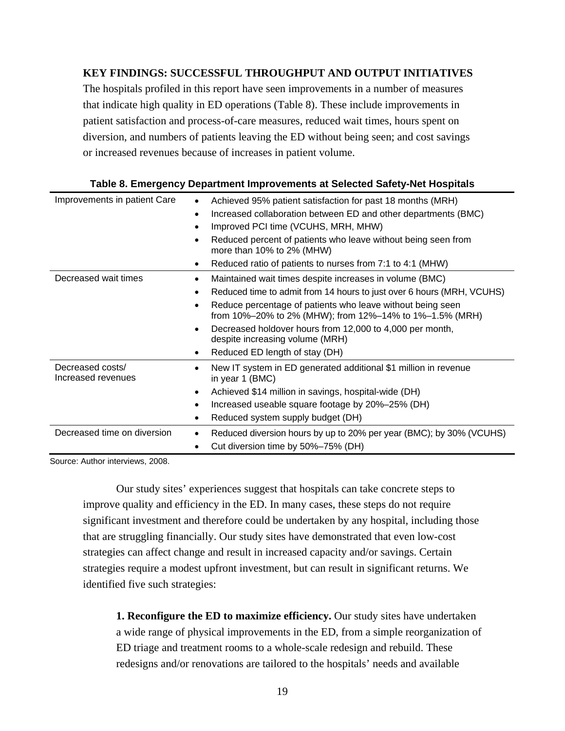**KEY FINDINGS: SUCCESSFUL THROUGHPUT AND OUTPUT INITIATIVES**

The hospitals profiled in this report have seen improvements in a number of measures that indicate high quality in ED operations (Table 8). These include improvements in patient satisfaction and process-of-care measures, reduced wait times, hours spent on diversion, and numbers of patients leaving the ED without being seen; and cost savings or increased revenues because of increases in patient volume.

**Table 8. Emergency Department Improvements at Selected Safety-Net Hospitals**

| | |
|---|---|
| Improvements in patient Care | • Achieved 95% patient satisfaction for past 18 months (MRH)<br>• Increased collaboration between ED and other departments (BMC)<br>• Improved PCI time (VCUHS, MRH, MHW)<br>• Reduced percent of patients who leave without being seen from more than 10% to 2% (MHW)<br>• Reduced ratio of patients to nurses from 7:1 to 4:1 (MHW) |
| Decreased wait times | • Maintained wait times despite increases in volume (BMC)<br>• Reduced time to admit from 14 hours to just over 6 hours (MRH, VCUHS)<br>• Reduce percentage of patients who leave without being seen from 10%–20% to 2% (MHW); from 12%–14% to 1%–1.5% (MRH)<br>• Decreased holdover hours from 12,000 to 4,000 per month, despite increasing volume (MRH)<br>• Reduced ED length of stay (DH) |
| Decreased costs/ Increased revenues | • New IT system in ED generated additional $1 million in revenue in year 1 (BMC)<br>• Achieved $14 million in savings, hospital-wide (DH)<br>• Increased useable square footage by 20%–25% (DH)<br>• Reduced system supply budget (DH) |
| Decreased time on diversion | • Reduced diversion hours by up to 20% per year (BMC); by 30% (VCUHS)<br>• Cut diversion time by 50%–75% (DH) |

Source: Author interviews, 2008.

Our study sites' experiences suggest that hospitals can take concrete steps to improve quality and efficiency in the ED. In many cases, these steps do not require significant investment and therefore could be undertaken by any hospital, including those that are struggling financially. Our study sites have demonstrated that even low-cost strategies can affect change and result in increased capacity and/or savings. Certain strategies require a modest upfront investment, but can result in significant returns. We identified five such strategies:

**1. Reconfigure the ED to maximize efficiency.** Our study sites have undertaken a wide range of physical improvements in the ED, from a simple reorganization of ED triage and treatment rooms to a whole-scale redesign and rebuild. These redesigns and/or renovations are tailored to the hospitals' needs and available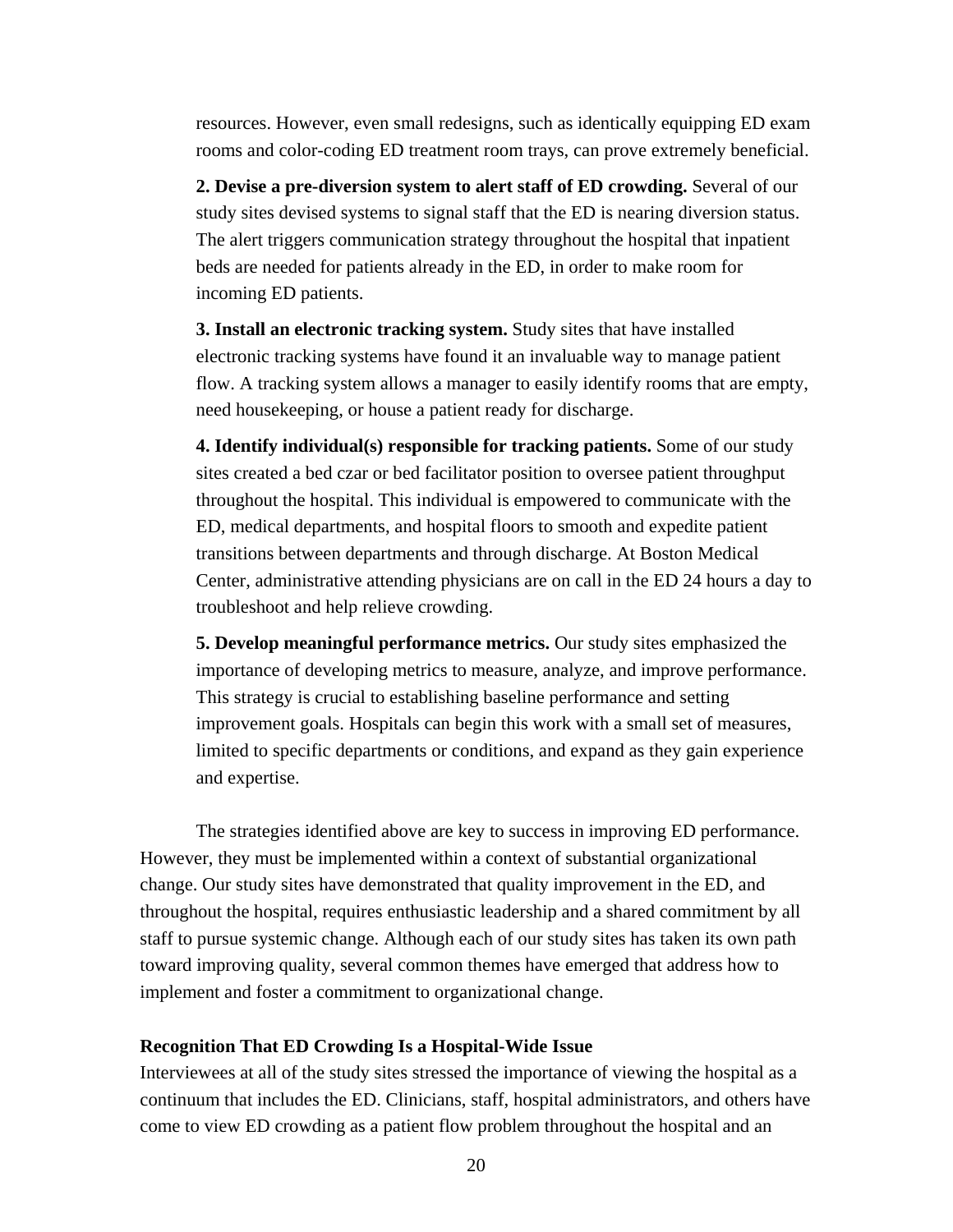resources. However, even small redesigns, such as identically equipping ED exam rooms and color-coding ED treatment room trays, can prove extremely beneficial.

**2. Devise a pre-diversion system to alert staff of ED crowding.** Several of our study sites devised systems to signal staff that the ED is nearing diversion status. The alert triggers communication strategy throughout the hospital that inpatient beds are needed for patients already in the ED, in order to make room for incoming ED patients.

**3. Install an electronic tracking system.** Study sites that have installed electronic tracking systems have found it an invaluable way to manage patient flow. A tracking system allows a manager to easily identify rooms that are empty, need housekeeping, or house a patient ready for discharge.

**4. Identify individual(s) responsible for tracking patients.** Some of our study sites created a bed czar or bed facilitator position to oversee patient throughput throughout the hospital. This individual is empowered to communicate with the ED, medical departments, and hospital floors to smooth and expedite patient transitions between departments and through discharge. At Boston Medical Center, administrative attending physicians are on call in the ED 24 hours a day to troubleshoot and help relieve crowding.

**5. Develop meaningful performance metrics.** Our study sites emphasized the importance of developing metrics to measure, analyze, and improve performance. This strategy is crucial to establishing baseline performance and setting improvement goals. Hospitals can begin this work with a small set of measures, limited to specific departments or conditions, and expand as they gain experience and expertise.

The strategies identified above are key to success in improving ED performance. However, they must be implemented within a context of substantial organizational change. Our study sites have demonstrated that quality improvement in the ED, and throughout the hospital, requires enthusiastic leadership and a shared commitment by all staff to pursue systemic change. Although each of our study sites has taken its own path toward improving quality, several common themes have emerged that address how to implement and foster a commitment to organizational change.

### Recognition That ED Crowding Is a Hospital-Wide Issue

Interviewees at all of the study sites stressed the importance of viewing the hospital as a continuum that includes the ED. Clinicians, staff, hospital administrators, and others have come to view ED crowding as a patient flow problem throughout the hospital and an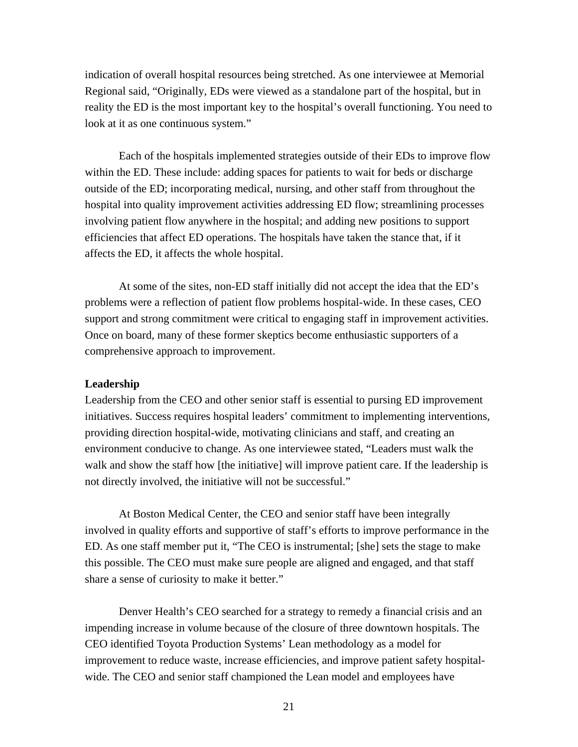indication of overall hospital resources being stretched. As one interviewee at Memorial Regional said, “Originally, EDs were viewed as a standalone part of the hospital, but in reality the ED is the most important key to the hospital’s overall functioning. You need to look at it as one continuous system.”

Each of the hospitals implemented strategies outside of their EDs to improve flow within the ED. These include: adding spaces for patients to wait for beds or discharge outside of the ED; incorporating medical, nursing, and other staff from throughout the hospital into quality improvement activities addressing ED flow; streamlining processes involving patient flow anywhere in the hospital; and adding new positions to support efficiencies that affect ED operations. The hospitals have taken the stance that, if it affects the ED, it affects the whole hospital.

At some of the sites, non-ED staff initially did not accept the idea that the ED’s problems were a reflection of patient flow problems hospital-wide. In these cases, CEO support and strong commitment were critical to engaging staff in improvement activities. Once on board, many of these former skeptics become enthusiastic supporters of a comprehensive approach to improvement.

**Leadership**

Leadership from the CEO and other senior staff is essential to pursing ED improvement initiatives. Success requires hospital leaders’ commitment to implementing interventions, providing direction hospital-wide, motivating clinicians and staff, and creating an environment conducive to change. As one interviewee stated, “Leaders must walk the walk and show the staff how [the initiative] will improve patient care. If the leadership is not directly involved, the initiative will not be successful.”

At Boston Medical Center, the CEO and senior staff have been integrally involved in quality efforts and supportive of staff’s efforts to improve performance in the ED. As one staff member put it, “The CEO is instrumental; [she] sets the stage to make this possible. The CEO must make sure people are aligned and engaged, and that staff share a sense of curiosity to make it better.”

Denver Health’s CEO searched for a strategy to remedy a financial crisis and an impending increase in volume because of the closure of three downtown hospitals. The CEO identified Toyota Production Systems’ Lean methodology as a model for improvement to reduce waste, increase efficiencies, and improve patient safety hospital-wide. The CEO and senior staff championed the Lean model and employees have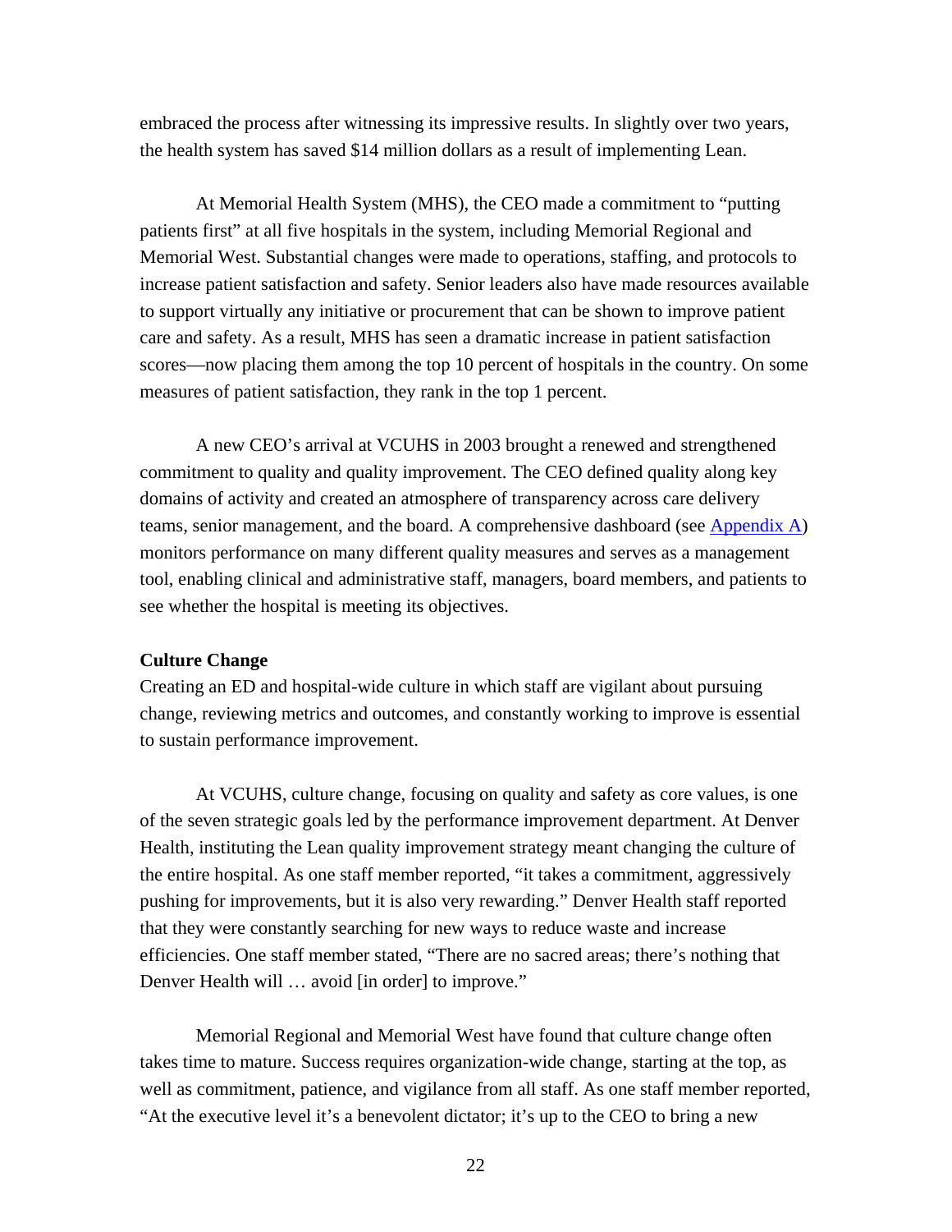embraced the process after witnessing its impressive results. In slightly over two years, the health system has saved $14 million dollars as a result of implementing Lean.

At Memorial Health System (MHS), the CEO made a commitment to "putting patients first" at all five hospitals in the system, including Memorial Regional and Memorial West. Substantial changes were made to operations, staffing, and protocols to increase patient satisfaction and safety. Senior leaders also have made resources available to support virtually any initiative or procurement that can be shown to improve patient care and safety. As a result, MHS has seen a dramatic increase in patient satisfaction scores—now placing them among the top 10 percent of hospitals in the country. On some measures of patient satisfaction, they rank in the top 1 percent.

A new CEO's arrival at VCUHS in 2003 brought a renewed and strengthened commitment to quality and quality improvement. The CEO defined quality along key domains of activity and created an atmosphere of transparency across care delivery teams, senior management, and the board. A comprehensive dashboard (see Appendix A) monitors performance on many different quality measures and serves as a management tool, enabling clinical and administrative staff, managers, board members, and patients to see whether the hospital is meeting its objectives.

**Culture Change**

Creating an ED and hospital-wide culture in which staff are vigilant about pursuing change, reviewing metrics and outcomes, and constantly working to improve is essential to sustain performance improvement.

At VCUHS, culture change, focusing on quality and safety as core values, is one of the seven strategic goals led by the performance improvement department. At Denver Health, instituting the Lean quality improvement strategy meant changing the culture of the entire hospital. As one staff member reported, "it takes a commitment, aggressively pushing for improvements, but it is also very rewarding." Denver Health staff reported that they were constantly searching for new ways to reduce waste and increase efficiencies. One staff member stated, "There are no sacred areas; there's nothing that Denver Health will … avoid [in order] to improve."

Memorial Regional and Memorial West have found that culture change often takes time to mature. Success requires organization-wide change, starting at the top, as well as commitment, patience, and vigilance from all staff. As one staff member reported, "At the executive level it's a benevolent dictator; it's up to the CEO to bring a new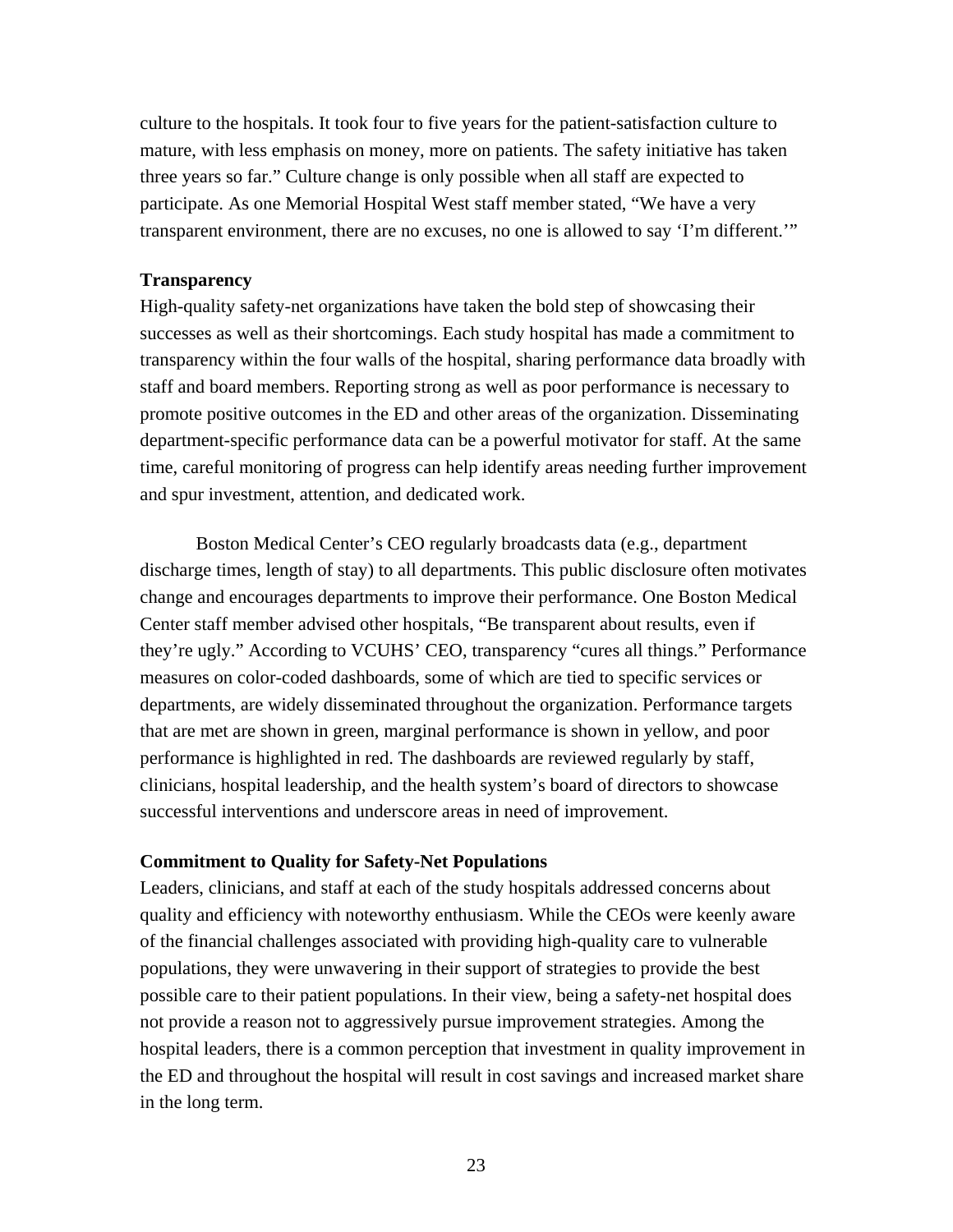culture to the hospitals. It took four to five years for the patient-satisfaction culture to mature, with less emphasis on money, more on patients. The safety initiative has taken three years so far." Culture change is only possible when all staff are expected to participate. As one Memorial Hospital West staff member stated, "We have a very transparent environment, there are no excuses, no one is allowed to say 'I'm different.'"

**Transparency**

High-quality safety-net organizations have taken the bold step of showcasing their successes as well as their shortcomings. Each study hospital has made a commitment to transparency within the four walls of the hospital, sharing performance data broadly with staff and board members. Reporting strong as well as poor performance is necessary to promote positive outcomes in the ED and other areas of the organization. Disseminating department-specific performance data can be a powerful motivator for staff. At the same time, careful monitoring of progress can help identify areas needing further improvement and spur investment, attention, and dedicated work.

Boston Medical Center's CEO regularly broadcasts data (e.g., department discharge times, length of stay) to all departments. This public disclosure often motivates change and encourages departments to improve their performance. One Boston Medical Center staff member advised other hospitals, "Be transparent about results, even if they're ugly." According to VCUHS' CEO, transparency "cures all things." Performance measures on color-coded dashboards, some of which are tied to specific services or departments, are widely disseminated throughout the organization. Performance targets that are met are shown in green, marginal performance is shown in yellow, and poor performance is highlighted in red. The dashboards are reviewed regularly by staff, clinicians, hospital leadership, and the health system's board of directors to showcase successful interventions and underscore areas in need of improvement.

**Commitment to Quality for Safety-Net Populations**

Leaders, clinicians, and staff at each of the study hospitals addressed concerns about quality and efficiency with noteworthy enthusiasm. While the CEOs were keenly aware of the financial challenges associated with providing high-quality care to vulnerable populations, they were unwavering in their support of strategies to provide the best possible care to their patient populations. In their view, being a safety-net hospital does not provide a reason not to aggressively pursue improvement strategies. Among the hospital leaders, there is a common perception that investment in quality improvement in the ED and throughout the hospital will result in cost savings and increased market share in the long term.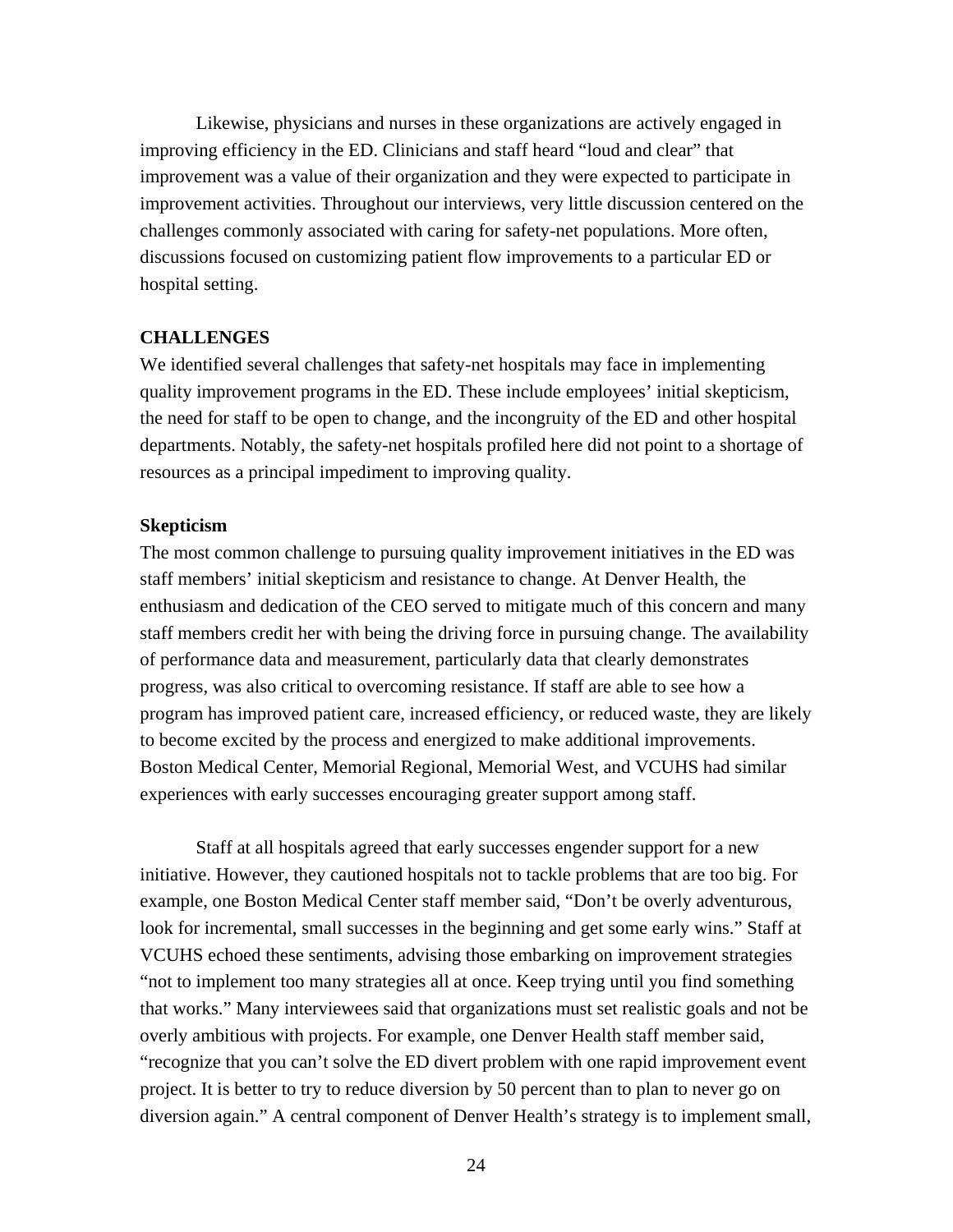Likewise, physicians and nurses in these organizations are actively engaged in improving efficiency in the ED. Clinicians and staff heard "loud and clear" that improvement was a value of their organization and they were expected to participate in improvement activities. Throughout our interviews, very little discussion centered on the challenges commonly associated with caring for safety-net populations. More often, discussions focused on customizing patient flow improvements to a particular ED or hospital setting.

## CHALLENGES

We identified several challenges that safety-net hospitals may face in implementing quality improvement programs in the ED. These include employees' initial skepticism, the need for staff to be open to change, and the incongruity of the ED and other hospital departments. Notably, the safety-net hospitals profiled here did not point to a shortage of resources as a principal impediment to improving quality.

### Skepticism

The most common challenge to pursuing quality improvement initiatives in the ED was staff members' initial skepticism and resistance to change. At Denver Health, the enthusiasm and dedication of the CEO served to mitigate much of this concern and many staff members credit her with being the driving force in pursuing change. The availability of performance data and measurement, particularly data that clearly demonstrates progress, was also critical to overcoming resistance. If staff are able to see how a program has improved patient care, increased efficiency, or reduced waste, they are likely to become excited by the process and energized to make additional improvements. Boston Medical Center, Memorial Regional, Memorial West, and VCUHS had similar experiences with early successes encouraging greater support among staff.

Staff at all hospitals agreed that early successes engender support for a new initiative. However, they cautioned hospitals not to tackle problems that are too big. For example, one Boston Medical Center staff member said, "Don't be overly adventurous, look for incremental, small successes in the beginning and get some early wins." Staff at VCUHS echoed these sentiments, advising those embarking on improvement strategies "not to implement too many strategies all at once. Keep trying until you find something that works." Many interviewees said that organizations must set realistic goals and not be overly ambitious with projects. For example, one Denver Health staff member said, "recognize that you can't solve the ED divert problem with one rapid improvement event project. It is better to try to reduce diversion by 50 percent than to plan to never go on diversion again." A central component of Denver Health's strategy is to implement small,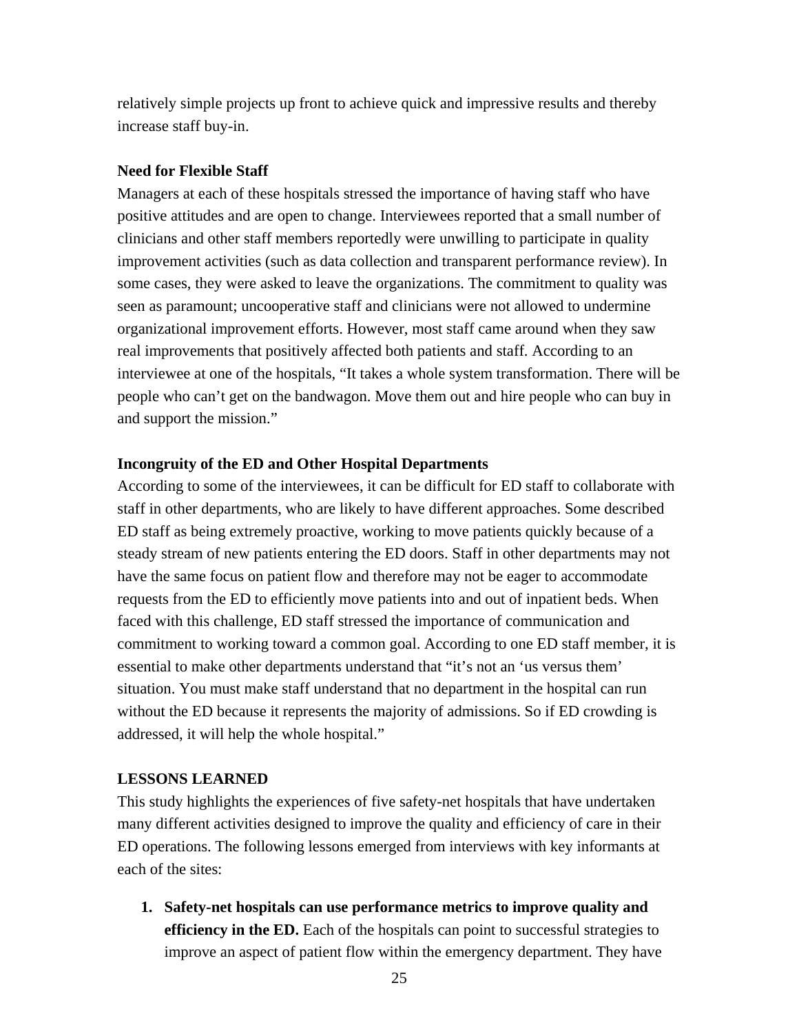relatively simple projects up front to achieve quick and impressive results and thereby increase staff buy-in.

**Need for Flexible Staff**

Managers at each of these hospitals stressed the importance of having staff who have positive attitudes and are open to change. Interviewees reported that a small number of clinicians and other staff members reportedly were unwilling to participate in quality improvement activities (such as data collection and transparent performance review). In some cases, they were asked to leave the organizations. The commitment to quality was seen as paramount; uncooperative staff and clinicians were not allowed to undermine organizational improvement efforts. However, most staff came around when they saw real improvements that positively affected both patients and staff. According to an interviewee at one of the hospitals, "It takes a whole system transformation. There will be people who can't get on the bandwagon. Move them out and hire people who can buy in and support the mission."

**Incongruity of the ED and Other Hospital Departments**

According to some of the interviewees, it can be difficult for ED staff to collaborate with staff in other departments, who are likely to have different approaches. Some described ED staff as being extremely proactive, working to move patients quickly because of a steady stream of new patients entering the ED doors. Staff in other departments may not have the same focus on patient flow and therefore may not be eager to accommodate requests from the ED to efficiently move patients into and out of inpatient beds. When faced with this challenge, ED staff stressed the importance of communication and commitment to working toward a common goal. According to one ED staff member, it is essential to make other departments understand that "it's not an 'us versus them' situation. You must make staff understand that no department in the hospital can run without the ED because it represents the majority of admissions. So if ED crowding is addressed, it will help the whole hospital."

**LESSONS LEARNED**

This study highlights the experiences of five safety-net hospitals that have undertaken many different activities designed to improve the quality and efficiency of care in their ED operations. The following lessons emerged from interviews with key informants at each of the sites:

1. **Safety-net hospitals can use performance metrics to improve quality and efficiency in the ED.** Each of the hospitals can point to successful strategies to improve an aspect of patient flow within the emergency department. They have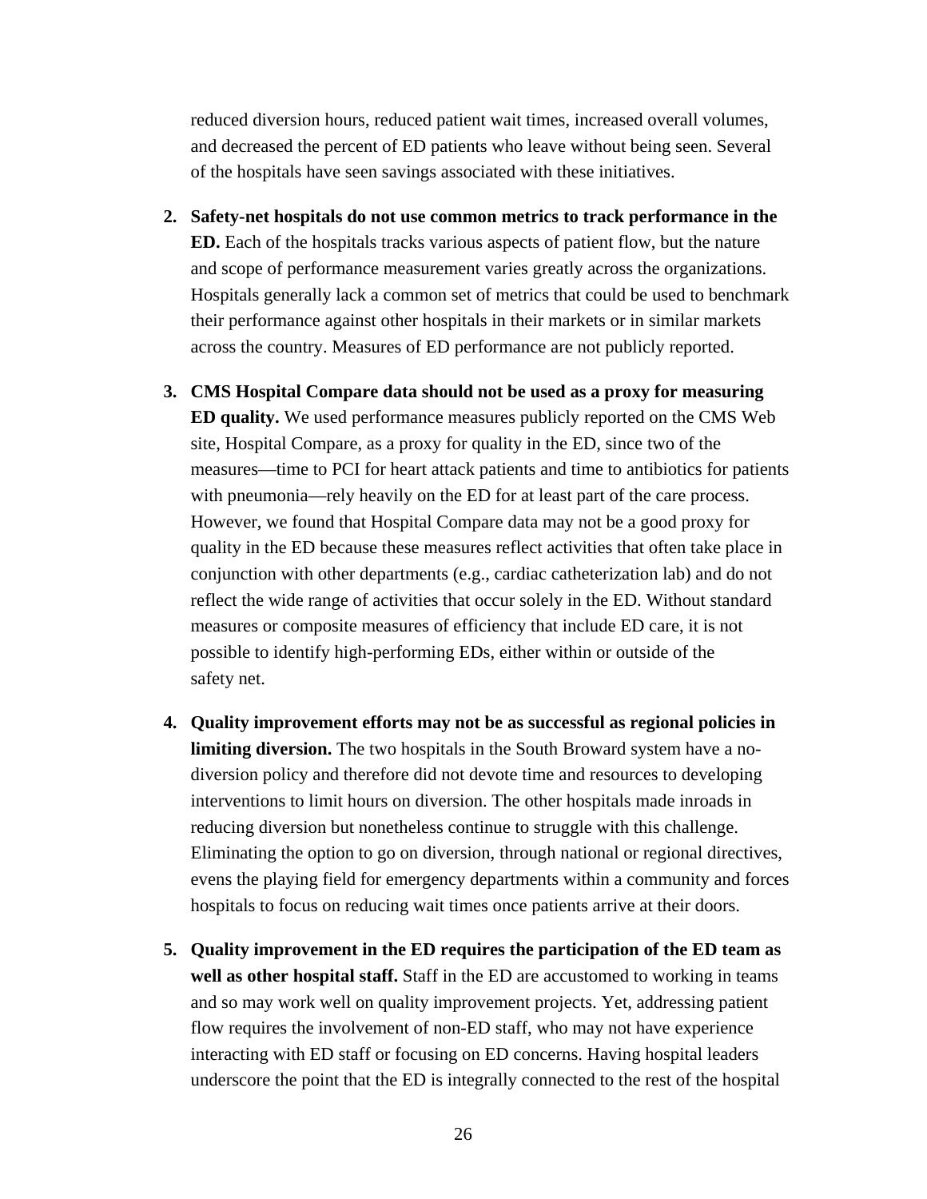reduced diversion hours, reduced patient wait times, increased overall volumes, and decreased the percent of ED patients who leave without being seen. Several of the hospitals have seen savings associated with these initiatives.

2. **Safety-net hospitals do not use common metrics to track performance in the ED.** Each of the hospitals tracks various aspects of patient flow, but the nature and scope of performance measurement varies greatly across the organizations. Hospitals generally lack a common set of metrics that could be used to benchmark their performance against other hospitals in their markets or in similar markets across the country. Measures of ED performance are not publicly reported.

3. **CMS Hospital Compare data should not be used as a proxy for measuring ED quality.** We used performance measures publicly reported on the CMS Web site, Hospital Compare, as a proxy for quality in the ED, since two of the measures—time to PCI for heart attack patients and time to antibiotics for patients with pneumonia—rely heavily on the ED for at least part of the care process. However, we found that Hospital Compare data may not be a good proxy for quality in the ED because these measures reflect activities that often take place in conjunction with other departments (e.g., cardiac catheterization lab) and do not reflect the wide range of activities that occur solely in the ED. Without standard measures or composite measures of efficiency that include ED care, it is not possible to identify high-performing EDs, either within or outside of the safety net.

4. **Quality improvement efforts may not be as successful as regional policies in limiting diversion.** The two hospitals in the South Broward system have a no-diversion policy and therefore did not devote time and resources to developing interventions to limit hours on diversion. The other hospitals made inroads in reducing diversion but nonetheless continue to struggle with this challenge. Eliminating the option to go on diversion, through national or regional directives, evens the playing field for emergency departments within a community and forces hospitals to focus on reducing wait times once patients arrive at their doors.

5. **Quality improvement in the ED requires the participation of the ED team as well as other hospital staff.** Staff in the ED are accustomed to working in teams and so may work well on quality improvement projects. Yet, addressing patient flow requires the involvement of non-ED staff, who may not have experience interacting with ED staff or focusing on ED concerns. Having hospital leaders underscore the point that the ED is integrally connected to the rest of the hospital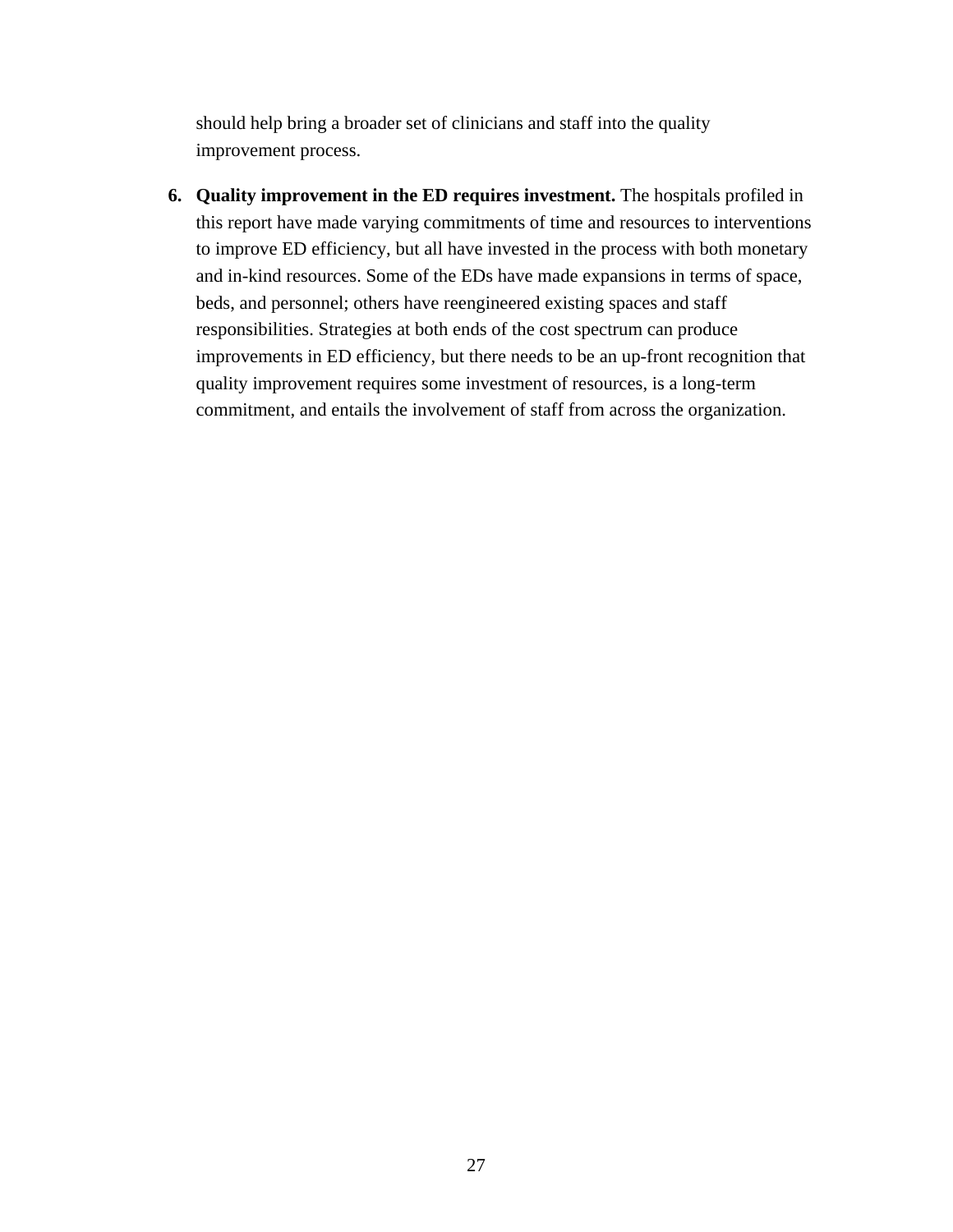should help bring a broader set of clinicians and staff into the quality improvement process.

6. **Quality improvement in the ED requires investment.** The hospitals profiled in this report have made varying commitments of time and resources to interventions to improve ED efficiency, but all have invested in the process with both monetary and in-kind resources. Some of the EDs have made expansions in terms of space, beds, and personnel; others have reengineered existing spaces and staff responsibilities. Strategies at both ends of the cost spectrum can produce improvements in ED efficiency, but there needs to be an up-front recognition that quality improvement requires some investment of resources, is a long-term commitment, and entails the involvement of staff from across the organization.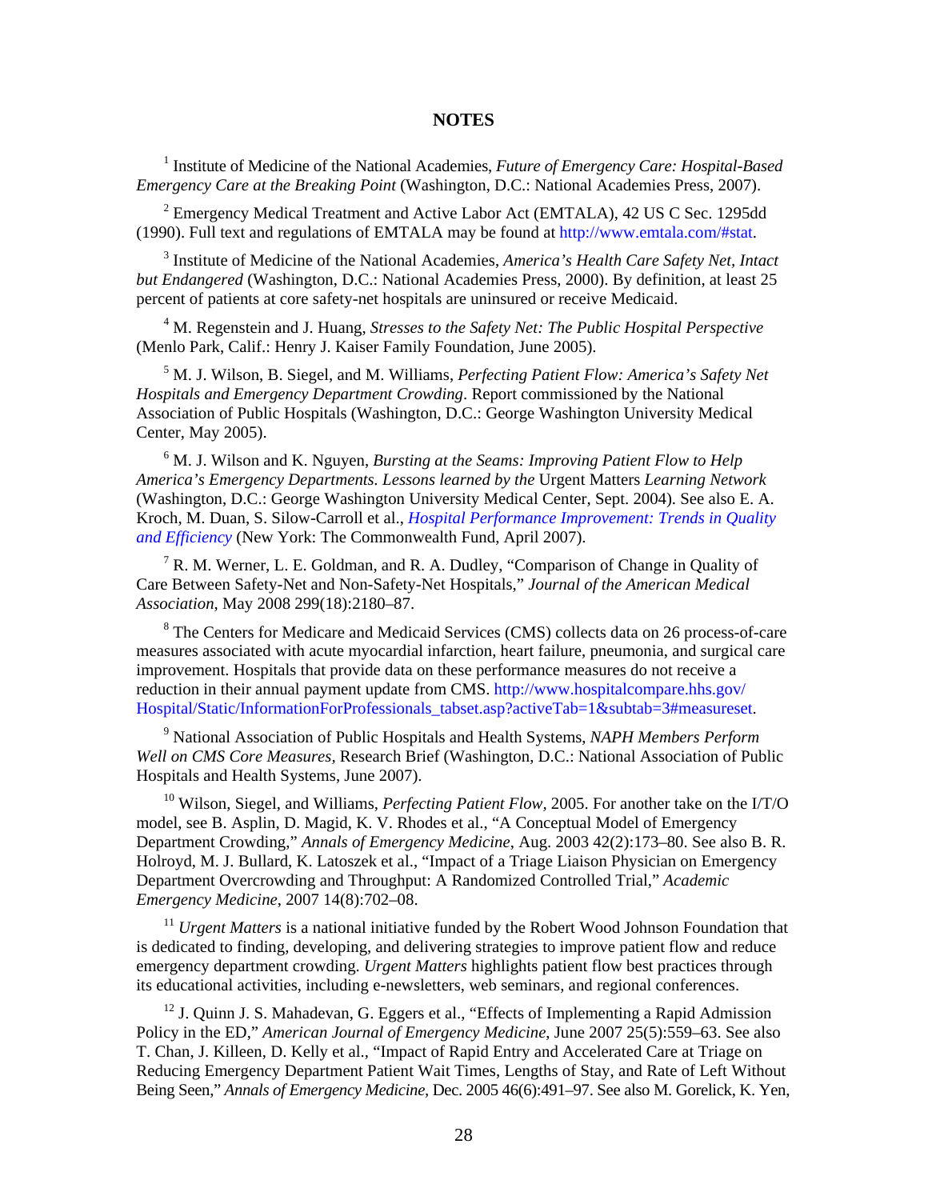## NOTES

[1] Institute of Medicine of the National Academies, *Future of Emergency Care: Hospital-Based Emergency Care at the Breaking Point* (Washington, D.C.: National Academies Press, 2007).

[2] Emergency Medical Treatment and Active Labor Act (EMTALA), 42 US C Sec. 1295dd (1990). Full text and regulations of EMTALA may be found at http://www.emtala.com/#stat.

[3] Institute of Medicine of the National Academies, *America's Health Care Safety Net, Intact but Endangered* (Washington, D.C.: National Academies Press, 2000). By definition, at least 25 percent of patients at core safety-net hospitals are uninsured or receive Medicaid.

[4] M. Regenstein and J. Huang, *Stresses to the Safety Net: The Public Hospital Perspective* (Menlo Park, Calif.: Henry J. Kaiser Family Foundation, June 2005).

[5] M. J. Wilson, B. Siegel, and M. Williams, *Perfecting Patient Flow: America's Safety Net Hospitals and Emergency Department Crowding*. Report commissioned by the National Association of Public Hospitals (Washington, D.C.: George Washington University Medical Center, May 2005).

[6] M. J. Wilson and K. Nguyen, *Bursting at the Seams: Improving Patient Flow to Help America's Emergency Departments. Lessons learned by the* Urgent Matters *Learning Network* (Washington, D.C.: George Washington University Medical Center, Sept. 2004). See also E. A. Kroch, M. Duan, S. Silow-Carroll et al., *Hospital Performance Improvement: Trends in Quality and Efficiency* (New York: The Commonwealth Fund, April 2007).

[7] R. M. Werner, L. E. Goldman, and R. A. Dudley, "Comparison of Change in Quality of Care Between Safety-Net and Non-Safety-Net Hospitals," *Journal of the American Medical Association*, May 2008 299(18):2180–87.

[8] The Centers for Medicare and Medicaid Services (CMS) collects data on 26 process-of-care measures associated with acute myocardial infarction, heart failure, pneumonia, and surgical care improvement. Hospitals that provide data on these performance measures do not receive a reduction in their annual payment update from CMS. http://www.hospitalcompare.hhs.gov/Hospital/Static/InformationForProfessionals_tabset.asp?activeTab=1&subtab=3#measureset.

[9] National Association of Public Hospitals and Health Systems, *NAPH Members Perform Well on CMS Core Measures,* Research Brief (Washington, D.C.: National Association of Public Hospitals and Health Systems, June 2007).

[10] Wilson, Siegel, and Williams, *Perfecting Patient Flow*, 2005. For another take on the I/T/O model, see B. Asplin, D. Magid, K. V. Rhodes et al., "A Conceptual Model of Emergency Department Crowding," *Annals of Emergency Medicine*, Aug. 2003 42(2):173–80. See also B. R. Holroyd, M. J. Bullard, K. Latoszek et al., "Impact of a Triage Liaison Physician on Emergency Department Overcrowding and Throughput: A Randomized Controlled Trial," *Academic Emergency Medicine,* 2007 14(8):702–08.

[11] *Urgent Matters* is a national initiative funded by the Robert Wood Johnson Foundation that is dedicated to finding, developing, and delivering strategies to improve patient flow and reduce emergency department crowding. *Urgent Matters* highlights patient flow best practices through its educational activities, including e-newsletters, web seminars, and regional conferences.

[12] J. Quinn J. S. Mahadevan, G. Eggers et al., "Effects of Implementing a Rapid Admission Policy in the ED," *American Journal of Emergency Medicine*, June 2007 25(5):559–63. See also T. Chan, J. Killeen, D. Kelly et al., "Impact of Rapid Entry and Accelerated Care at Triage on Reducing Emergency Department Patient Wait Times, Lengths of Stay, and Rate of Left Without Being Seen," *Annals of Emergency Medicine*, Dec. 2005 46(6):491–97. See also M. Gorelick, K. Yen,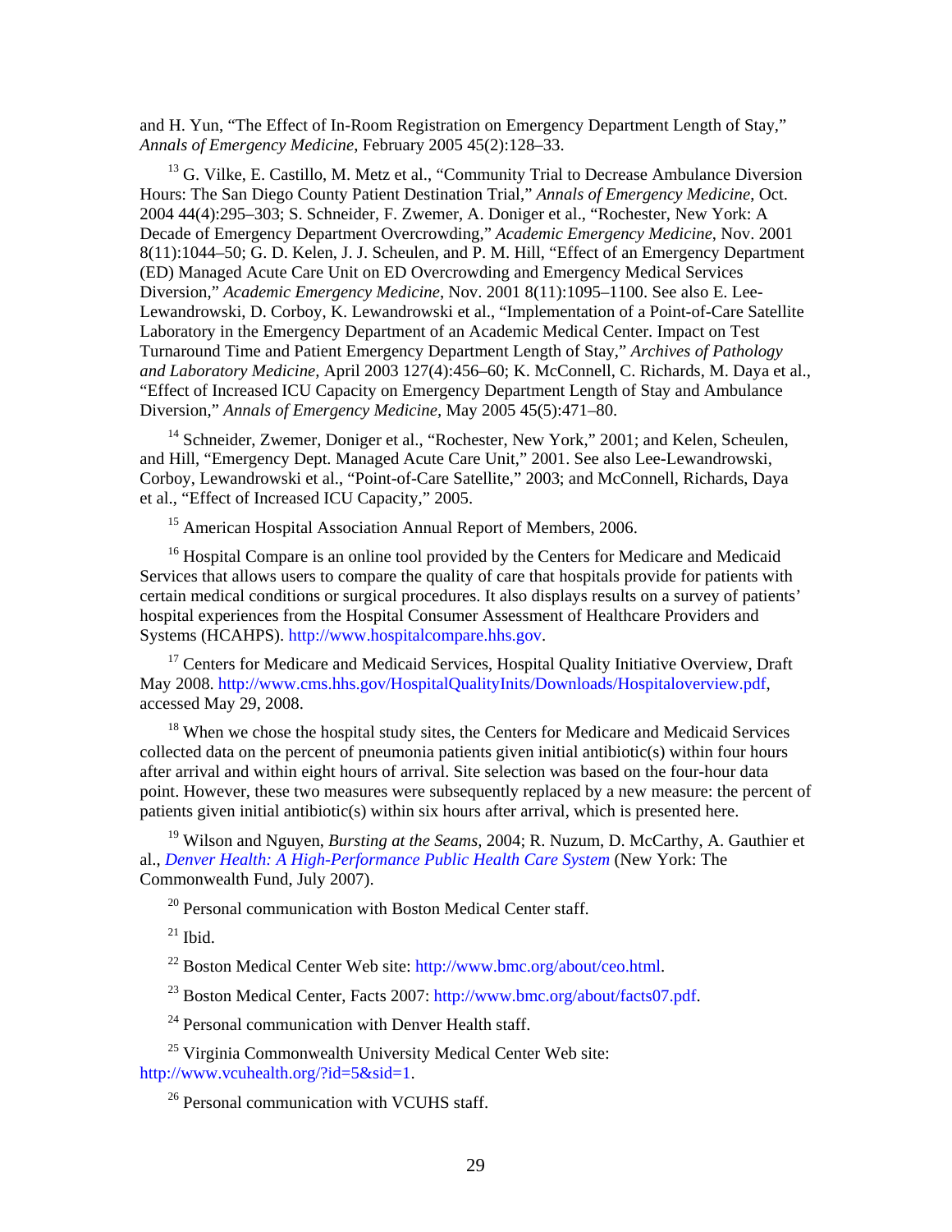and H. Yun, "The Effect of In-Room Registration on Emergency Department Length of Stay," *Annals of Emergency Medicine*, February 2005 45(2):128–33.

[13] G. Vilke, E. Castillo, M. Metz et al., "Community Trial to Decrease Ambulance Diversion Hours: The San Diego County Patient Destination Trial," *Annals of Emergency Medicine*, Oct. 2004 44(4):295–303; S. Schneider, F. Zwemer, A. Doniger et al., "Rochester, New York: A Decade of Emergency Department Overcrowding," *Academic Emergency Medicine*, Nov. 2001 8(11):1044–50; G. D. Kelen, J. J. Scheulen, and P. M. Hill, "Effect of an Emergency Department (ED) Managed Acute Care Unit on ED Overcrowding and Emergency Medical Services Diversion," *Academic Emergency Medicine*, Nov. 2001 8(11):1095–1100. See also E. Lee-Lewandrowski, D. Corboy, K. Lewandrowski et al., "Implementation of a Point-of-Care Satellite Laboratory in the Emergency Department of an Academic Medical Center. Impact on Test Turnaround Time and Patient Emergency Department Length of Stay," *Archives of Pathology and Laboratory Medicine*, April 2003 127(4):456–60; K. McConnell, C. Richards, M. Daya et al., "Effect of Increased ICU Capacity on Emergency Department Length of Stay and Ambulance Diversion," *Annals of Emergency Medicine,* May 2005 45(5):471–80.

[14] Schneider, Zwemer, Doniger et al., "Rochester, New York," 2001; and Kelen, Scheulen, and Hill, "Emergency Dept. Managed Acute Care Unit," 2001. See also Lee-Lewandrowski, Corboy, Lewandrowski et al., "Point-of-Care Satellite," 2003; and McConnell, Richards, Daya et al., "Effect of Increased ICU Capacity," 2005.

[15] American Hospital Association Annual Report of Members, 2006.

[16] Hospital Compare is an online tool provided by the Centers for Medicare and Medicaid Services that allows users to compare the quality of care that hospitals provide for patients with certain medical conditions or surgical procedures. It also displays results on a survey of patients' hospital experiences from the Hospital Consumer Assessment of Healthcare Providers and Systems (HCAHPS). http://www.hospitalcompare.hhs.gov.

[17] Centers for Medicare and Medicaid Services, Hospital Quality Initiative Overview, Draft May 2008. http://www.cms.hhs.gov/HospitalQualityInits/Downloads/Hospitaloverview.pdf, accessed May 29, 2008.

[18] When we chose the hospital study sites, the Centers for Medicare and Medicaid Services collected data on the percent of pneumonia patients given initial antibiotic(s) within four hours after arrival and within eight hours of arrival. Site selection was based on the four-hour data point. However, these two measures were subsequently replaced by a new measure: the percent of patients given initial antibiotic(s) within six hours after arrival, which is presented here.

[19] Wilson and Nguyen, *Bursting at the Seams,* 2004; R. Nuzum, D. McCarthy, A. Gauthier et al., *Denver Health: A High-Performance Public Health Care System* (New York: The Commonwealth Fund, July 2007).

[20] Personal communication with Boston Medical Center staff.

[21] Ibid.

[22] Boston Medical Center Web site: http://www.bmc.org/about/ceo.html.

[23] Boston Medical Center, Facts 2007: http://www.bmc.org/about/facts07.pdf.

[24] Personal communication with Denver Health staff.

[25] Virginia Commonwealth University Medical Center Web site: http://www.vcuhealth.org/?id=5&sid=1.

[26] Personal communication with VCUHS staff.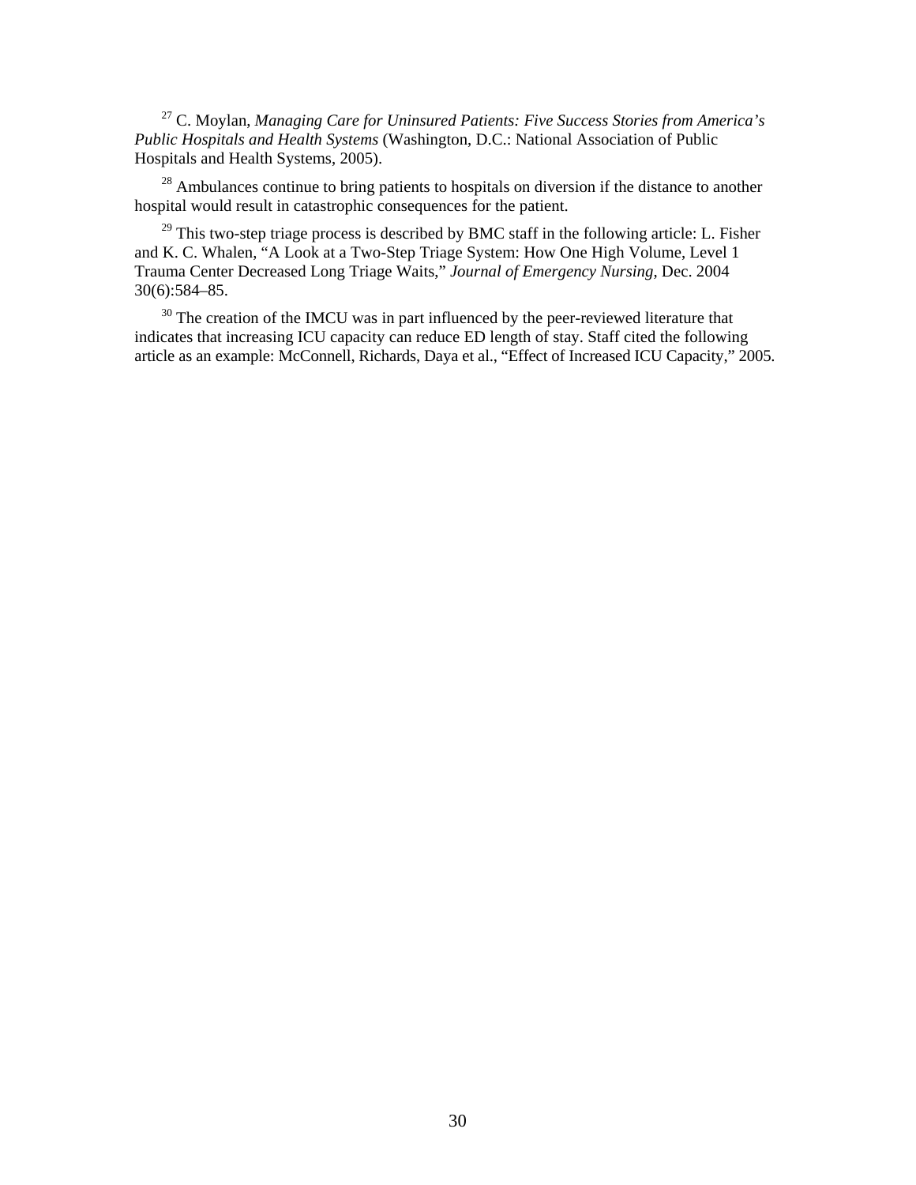[27] C. Moylan, *Managing Care for Uninsured Patients: Five Success Stories from America's Public Hospitals and Health Systems* (Washington, D.C.: National Association of Public Hospitals and Health Systems, 2005).

[28] Ambulances continue to bring patients to hospitals on diversion if the distance to another hospital would result in catastrophic consequences for the patient.

[29] This two-step triage process is described by BMC staff in the following article: L. Fisher and K. C. Whalen, "A Look at a Two-Step Triage System: How One High Volume, Level 1 Trauma Center Decreased Long Triage Waits," *Journal of Emergency Nursing*, Dec. 2004 30(6):584–85.

[30] The creation of the IMCU was in part influenced by the peer-reviewed literature that indicates that increasing ICU capacity can reduce ED length of stay. Staff cited the following article as an example: McConnell, Richards, Daya et al., "Effect of Increased ICU Capacity," 2005.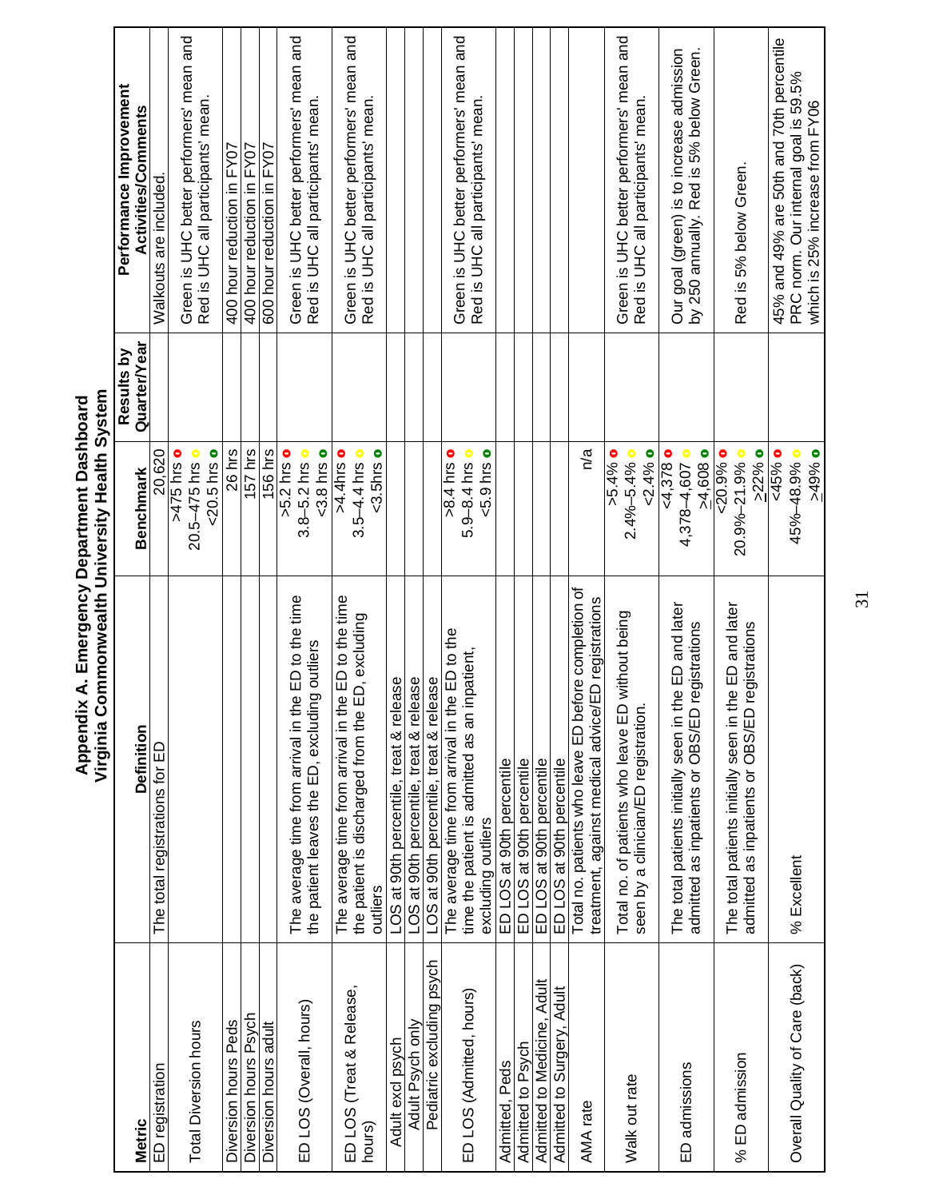# Appendix A. Emergency Department Dashboard
## Virginia Commonwealth University Health System

| Metric | Definition | Benchmark | Results by Quarter/Year | Performance Improvement Activities/Comments |
|---|---|---|---|---|
| ED registration | The total registrations for ED | 20,620 | | Walkouts are included. |
| Total Diversion hours | | >475 hrs ● (red)<br>20.5–475 hrs ● (yellow)<br><20.5 hrs ● (green) | | Green is UHC better performers' mean and Red is UHC all participants' mean. |
| Diversion hours Peds | | 26 hrs | | 400 hour reduction in FY07 |
| Diversion hours Psych | | 157 hrs | | 400 hour reduction in FY07 |
| Diversion hours adult | | 156 hrs | | 600 hour reduction in FY07 |
| ED LOS (Overall, hours) | The average time from arrival in the ED to the time the patient leaves the ED, excluding outliers | >5.2 hrs ● (red)<br>3.8–5.2 hrs ● (yellow)<br><3.8 hrs ● (green) | | Green is UHC better performers' mean and Red is UHC all participants' mean. |
| ED LOS (Treat & Release, hours) | The average time from arrival in the ED to the time the patient is discharged from the ED, excluding outliers | >4.4hrs ● (red)<br>3.5–4.4 hrs ● (yellow)<br><3.5hrs ● (green) | | Green is UHC better performers' mean and Red is UHC all participants' mean. |
| Adult excl psych | LOS at 90th percentile, treat & release | | | |
| Adult Psych only | LOS at 90th percentile, treat & release | | | |
| Pediatric excluding psych | LOS at 90th percentile, treat & release | | | |
| ED LOS (Admitted, hours) | The average time from arrival in the ED to the time the patient is admitted as an inpatient, excluding outliers | >8.4 hrs ● (red)<br>5.9–8.4 hrs ● (yellow)<br><5.9 hrs ● (green) | | Green is UHC better performers' mean and Red is UHC all participants' mean. |
| Admitted, Peds | ED LOS at 90th percentile | | | |
| Admitted to Psych | ED LOS at 90th percentile | | | |
| Admitted to Medicine, Adult | ED LOS at 90th percentile | | | |
| Admitted to Surgery, Adult | ED LOS at 90th percentile | | | |
| AMA rate | Total no. patients who leave ED before completion of treatment, against medical advice/ED registrations | n/a | | |
| Walk out rate | Total no. of patients who leave ED without being seen by a clinician/ED registration. | >5.4% ● (red)<br>2.4%–5.4% ● (yellow)<br><2.4% ● (green) | | Green is UHC better performers' mean and Red is UHC all participants' mean. |
| ED admissions | The total patients initially seen in the ED and later admitted as inpatients or OBS/ED registrations | <4,378 ● (red)<br>4,378–4,607 ● (yellow)<br>≥4,608 ● (green) | | Our goal (green) is to increase admission by 250 annually. Red is 5% below Green. |
| % ED admission | The total patients initially seen in the ED and later admitted as inpatients or OBS/ED registrations | <20.9% ● (red)<br>20.9%–21.9% ● (yellow)<br>≥22% ● (green) | | Red is 5% below Green. |
| Overall Quality of Care (back) | % Excellent | <45% ● (red)<br>45%–48.9% ● (yellow)<br>≥49% ● (green) | | 45% and 49% are 50th and 70th percentile PRC norm. Our internal goal is 59.5% which is 25% increase from FY06 |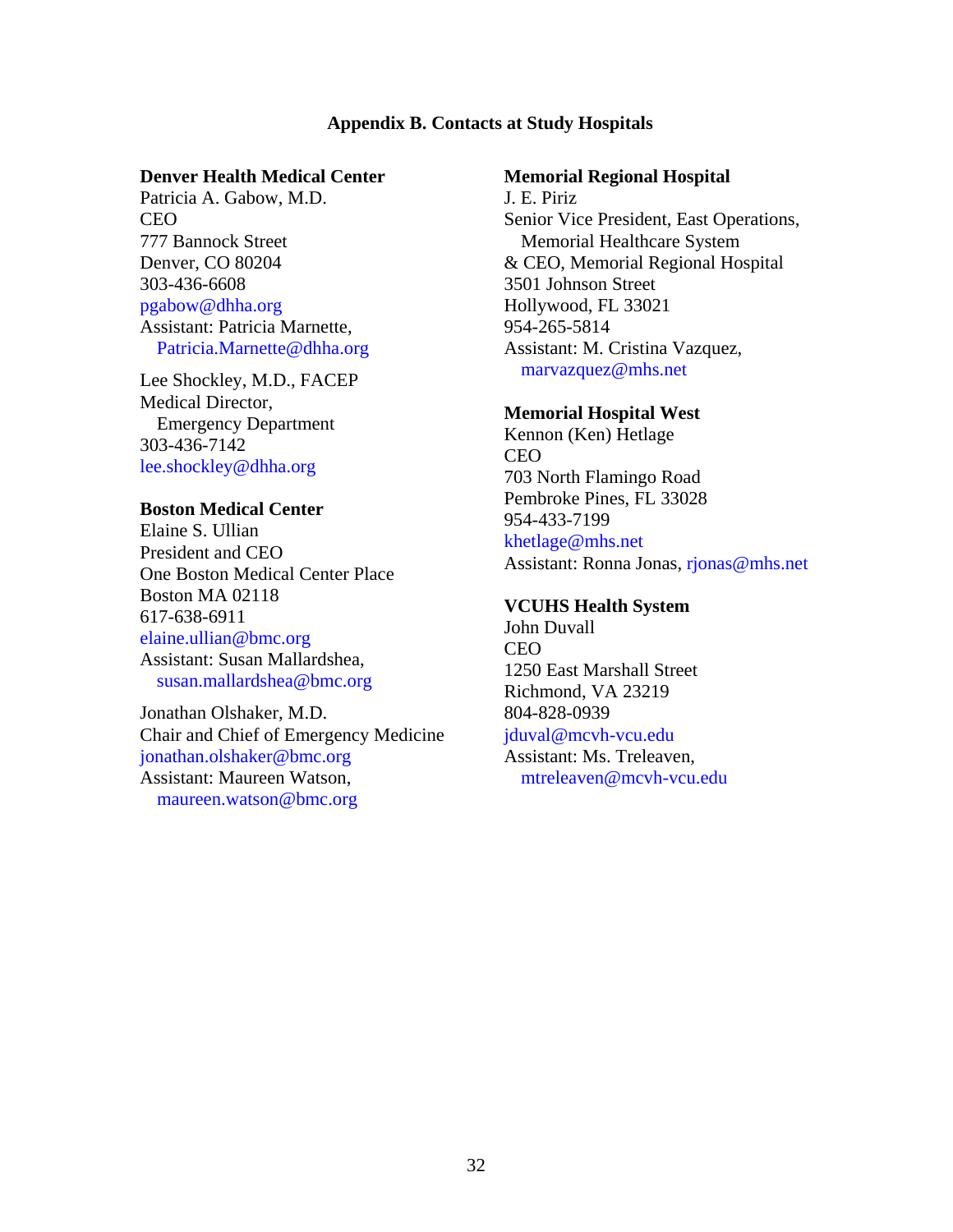## Appendix B. Contacts at Study Hospitals

**Denver Health Medical Center**
Patricia A. Gabow, M.D.
CEO
777 Bannock Street
Denver, CO 80204
303-436-6608
pgabow@dhha.org
Assistant: Patricia Marnette,
Patricia.Marnette@dhha.org

Lee Shockley, M.D., FACEP
Medical Director,
Emergency Department
303-436-7142
lee.shockley@dhha.org

**Boston Medical Center**
Elaine S. Ullian
President and CEO
One Boston Medical Center Place
Boston MA 02118
617-638-6911
elaine.ullian@bmc.org
Assistant: Susan Mallardshea,
susan.mallardshea@bmc.org

Jonathan Olshaker, M.D.
Chair and Chief of Emergency Medicine
jonathan.olshaker@bmc.org
Assistant: Maureen Watson,
maureen.watson@bmc.org

**Memorial Regional Hospital**
J. E. Piriz
Senior Vice President, East Operations,
Memorial Healthcare System
& CEO, Memorial Regional Hospital
3501 Johnson Street
Hollywood, FL 33021
954-265-5814
Assistant: M. Cristina Vazquez,
marvazquez@mhs.net

**Memorial Hospital West**
Kennon (Ken) Hetlage
CEO
703 North Flamingo Road
Pembroke Pines, FL 33028
954-433-7199
khetlage@mhs.net
Assistant: Ronna Jonas, rjonas@mhs.net

**VCUHS Health System**
John Duvall
CEO
1250 East Marshall Street
Richmond, VA 23219
804-828-0939
jduval@mcvh-vcu.edu
Assistant: Ms. Treleaven,
mtreleaven@mcvh-vcu.edu